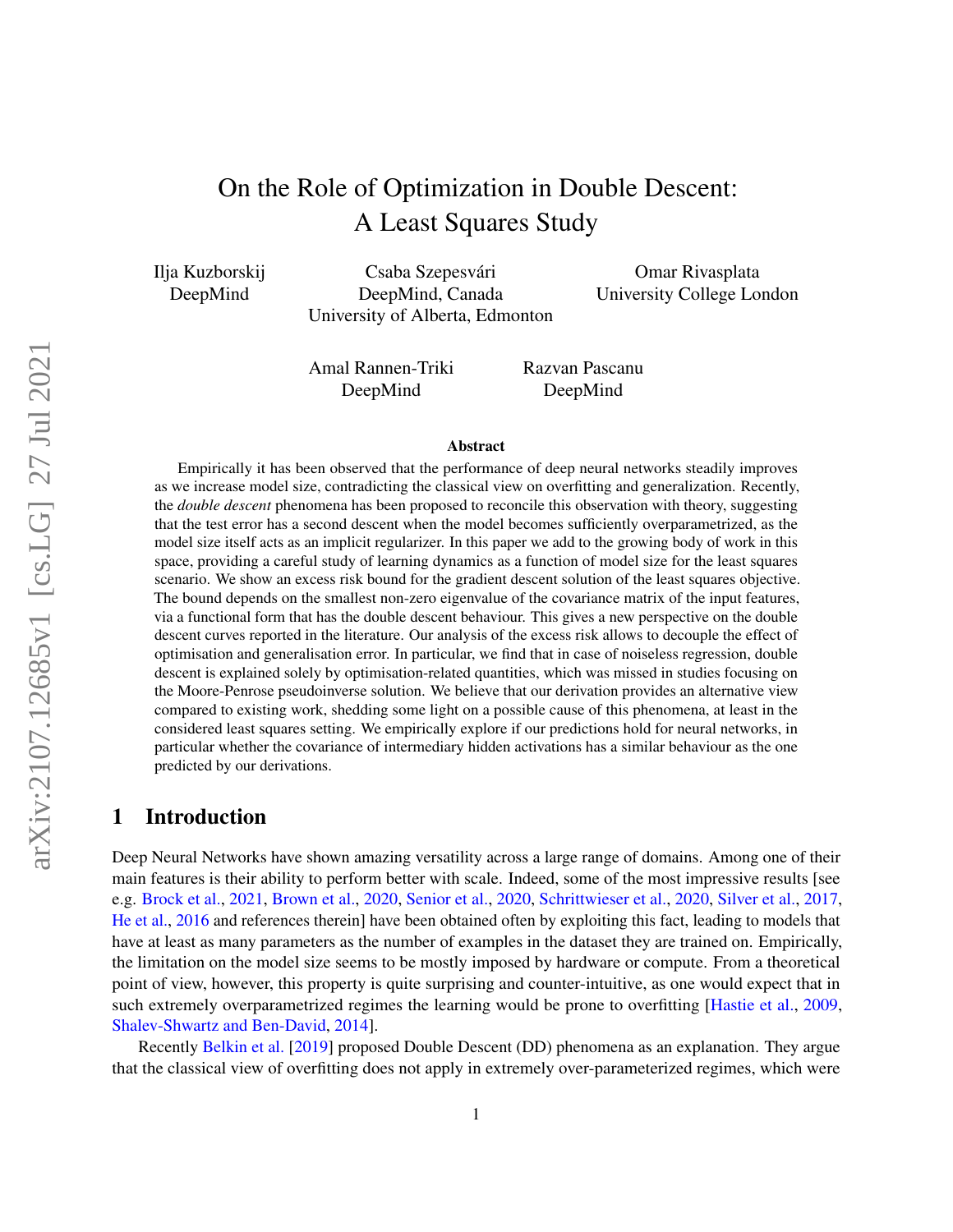# On the Role of Optimization in Double Descent: A Least Squares Study

Ilja Kuzborskij
DeepMind

Csaba Szepesvári
DeepMind, Canada
University of Alberta, Edmonton

Omar Rivasplata
University College London

Amal Rannen-Triki
DeepMind

Razvan Pascanu
DeepMind

## Abstract

Empirically it has been observed that the performance of deep neural networks steadily improves as we increase model size, contradicting the classical view on overfitting and generalization. Recently, the *double descent* phenomena has been proposed to reconcile this observation with theory, suggesting that the test error has a second descent when the model becomes sufficiently overparametrized, as the model size itself acts as an implicit regularizer. In this paper we add to the growing body of work in this space, providing a careful study of learning dynamics as a function of model size for the least squares scenario. We show an excess risk bound for the gradient descent solution of the least squares objective. The bound depends on the smallest non-zero eigenvalue of the covariance matrix of the input features, via a functional form that has the double descent behaviour. This gives a new perspective on the double descent curves reported in the literature. Our analysis of the excess risk allows to decouple the effect of optimisation and generalisation error. In particular, we find that in case of noiseless regression, double descent is explained solely by optimisation-related quantities, which was missed in studies focusing on the Moore-Penrose pseudoinverse solution. We believe that our derivation provides an alternative view compared to existing work, shedding some light on a possible cause of this phenomena, at least in the considered least squares setting. We empirically explore if our predictions hold for neural networks, in particular whether the covariance of intermediary hidden activations has a similar behaviour as the one predicted by our derivations.

## 1 Introduction

Deep Neural Networks have shown amazing versatility across a large range of domains. Among one of their main features is their ability to perform better with scale. Indeed, some of the most impressive results [see e.g. Brock et al., 2021, Brown et al., 2020, Senior et al., 2020, Schrittwieser et al., 2020, Silver et al., 2017, He et al., 2016 and references therein] have been obtained often by exploiting this fact, leading to models that have at least as many parameters as the number of examples in the dataset they are trained on. Empirically, the limitation on the model size seems to be mostly imposed by hardware or compute. From a theoretical point of view, however, this property is quite surprising and counter-intuitive, as one would expect that in such extremely overparametrized regimes the learning would be prone to overfitting [Hastie et al., 2009, Shalev-Shwartz and Ben-David, 2014].

Recently Belkin et al. [2019] proposed Double Descent (DD) phenomena as an explanation. They argue that the classical view of overfitting does not apply in extremely over-parameterized regimes, which were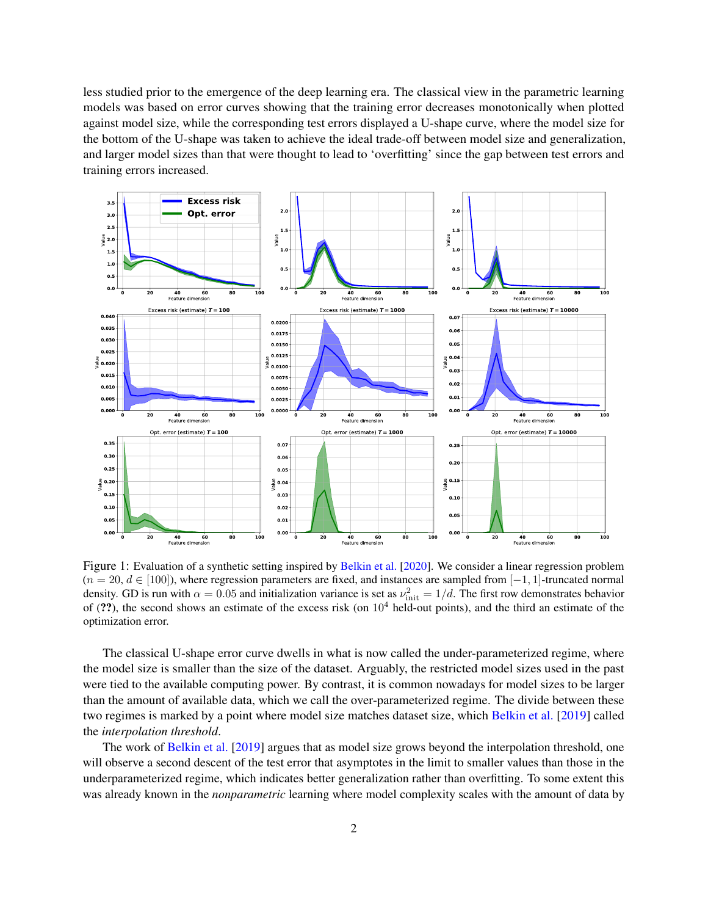less studied prior to the emergence of the deep learning era. The classical view in the parametric learning models was based on error curves showing that the training error decreases monotonically when plotted against model size, while the corresponding test errors displayed a U-shape curve, where the model size for the bottom of the U-shape was taken to achieve the ideal trade-off between model size and generalization, and larger model sizes than that were thought to lead to 'overfitting' since the gap between test errors and training errors increased.

Figure 1: Evaluation of a synthetic setting inspired by Belkin et al. [2020]. We consider a linear regression problem ($n = 20$, $d \in [100]$), where regression parameters are fixed, and instances are sampled from $[-1, 1]$-truncated normal density. GD is run with $\alpha = 0.05$ and initialization variance is set as $\nu_{\text{init}}^2 = 1/d$. The first row demonstrates behavior of (**??**), the second shows an estimate of the excess risk (on $10^4$ held-out points), and the third an estimate of the optimization error.

The classical U-shape error curve dwells in what is now called the under-parameterized regime, where the model size is smaller than the size of the dataset. Arguably, the restricted model sizes used in the past were tied to the available computing power. By contrast, it is common nowadays for model sizes to be larger than the amount of available data, which we call the over-parameterized regime. The divide between these two regimes is marked by a point where model size matches dataset size, which Belkin et al. [2019] called the *interpolation threshold*.

The work of Belkin et al. [2019] argues that as model size grows beyond the interpolation threshold, one will observe a second descent of the test error that asymptotes in the limit to smaller values than those in the underparameterized regime, which indicates better generalization rather than overfitting. To some extent this was already known in the *nonparametric* learning where model complexity scales with the amount of data by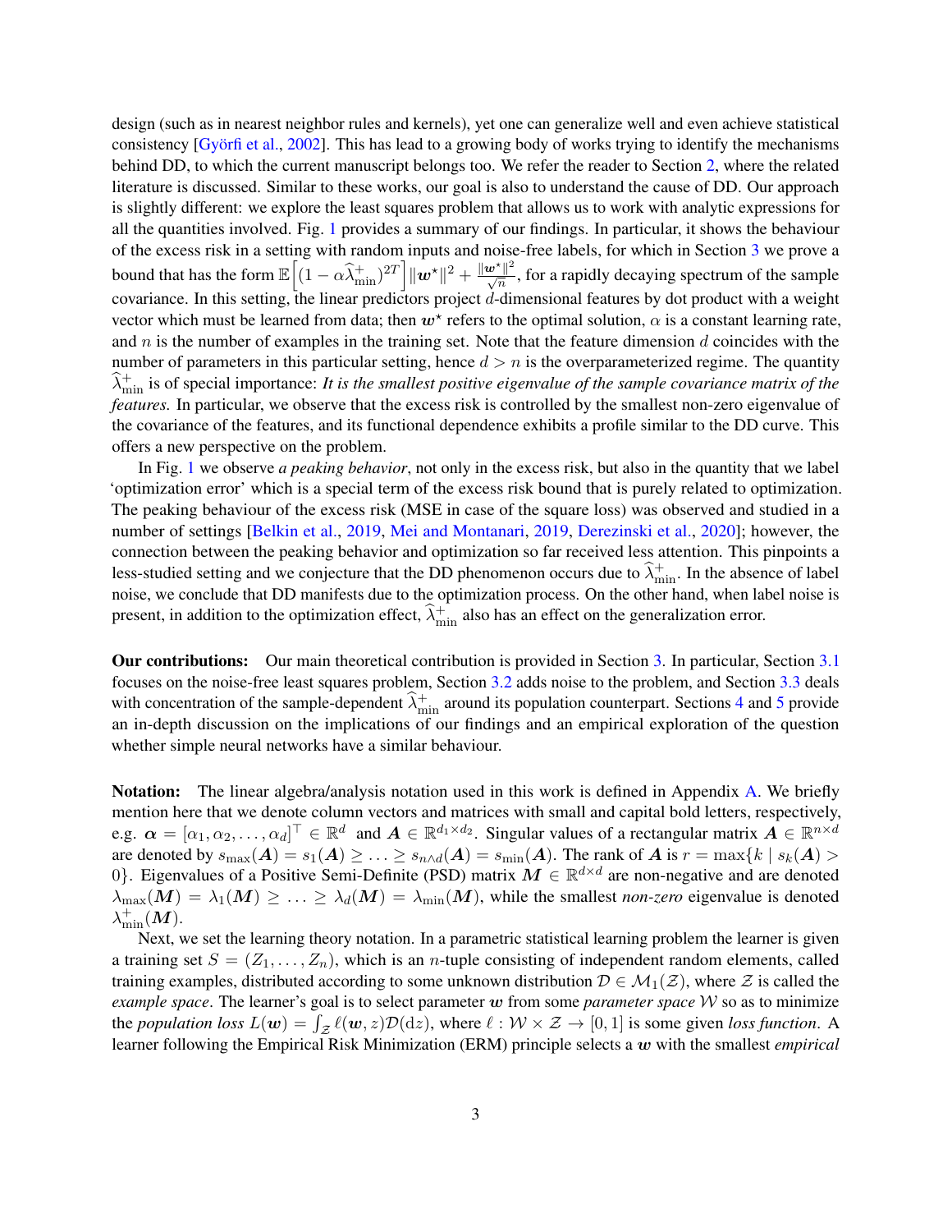design (such as in nearest neighbor rules and kernels), yet one can generalize well and even achieve statistical consistency [Györfi et al., 2002]. This has lead to a growing body of works trying to identify the mechanisms behind DD, to which the current manuscript belongs too. We refer the reader to Section 2, where the related literature is discussed. Similar to these works, our goal is also to understand the cause of DD. Our approach is slightly different: we explore the least squares problem that allows us to work with analytic expressions for all the quantities involved. Fig. 1 provides a summary of our findings. In particular, it shows the behaviour of the excess risk in a setting with random inputs and noise-free labels, for which in Section 3 we prove a bound that has the form $\mathbb{E}\left[(1-\alpha\widehat{\lambda}_{\min}^{+})^{2T}\right]\|\boldsymbol{w}^{\star}\|^2 + \frac{\|\boldsymbol{w}^{\star}\|^2}{\sqrt{n}}$, for a rapidly decaying spectrum of the sample covariance. In this setting, the linear predictors project $d$-dimensional features by dot product with a weight vector which must be learned from data; then $\boldsymbol{w}^{\star}$ refers to the optimal solution, $\alpha$ is a constant learning rate, and $n$ is the number of examples in the training set. Note that the feature dimension $d$ coincides with the number of parameters in this particular setting, hence $d > n$ is the overparameterized regime. The quantity $\widehat{\lambda}_{\min}^{+}$ is of special importance: *It is the smallest positive eigenvalue of the sample covariance matrix of the features.* In particular, we observe that the excess risk is controlled by the smallest non-zero eigenvalue of the covariance of the features, and its functional dependence exhibits a profile similar to the DD curve. This offers a new perspective on the problem.

In Fig. 1 we observe *a peaking behavior*, not only in the excess risk, but also in the quantity that we label 'optimization error' which is a special term of the excess risk bound that is purely related to optimization. The peaking behaviour of the excess risk (MSE in case of the square loss) was observed and studied in a number of settings [Belkin et al., 2019, Mei and Montanari, 2019, Derezinski et al., 2020]; however, the connection between the peaking behavior and optimization so far received less attention. This pinpoints a less-studied setting and we conjecture that the DD phenomenon occurs due to $\widehat{\lambda}_{\min}^{+}$. In the absence of label noise, we conclude that DD manifests due to the optimization process. On the other hand, when label noise is present, in addition to the optimization effect, $\widehat{\lambda}_{\min}^{+}$ also has an effect on the generalization error.

**Our contributions:** Our main theoretical contribution is provided in Section 3. In particular, Section 3.1 focuses on the noise-free least squares problem, Section 3.2 adds noise to the problem, and Section 3.3 deals with concentration of the sample-dependent $\widehat{\lambda}_{\min}^{+}$ around its population counterpart. Sections 4 and 5 provide an in-depth discussion on the implications of our findings and an empirical exploration of the question whether simple neural networks have a similar behaviour.

**Notation:** The linear algebra/analysis notation used in this work is defined in Appendix A. We briefly mention here that we denote column vectors and matrices with small and capital bold letters, respectively, e.g. $\boldsymbol{\alpha} = [\alpha_1, \alpha_2, \dots, \alpha_d]^\top \in \mathbb{R}^d$ and $\boldsymbol{A} \in \mathbb{R}^{d_1 \times d_2}$. Singular values of a rectangular matrix $\boldsymbol{A} \in \mathbb{R}^{n \times d}$ are denoted by $s_{\max}(\boldsymbol{A}) = s_1(\boldsymbol{A}) \geq \ldots \geq s_{n\wedge d}(\boldsymbol{A}) = s_{\min}(\boldsymbol{A})$. The rank of $\boldsymbol{A}$ is $r = \max\{k \mid s_k(\boldsymbol{A}) > 0\}$. Eigenvalues of a Positive Semi-Definite (PSD) matrix $\boldsymbol{M} \in \mathbb{R}^{d \times d}$ are non-negative and are denoted $\lambda_{\max}(\boldsymbol{M}) = \lambda_1(\boldsymbol{M}) \geq \ldots \geq \lambda_d(\boldsymbol{M}) = \lambda_{\min}(\boldsymbol{M})$, while the smallest *non-zero* eigenvalue is denoted $\lambda_{\min}^{+}(\boldsymbol{M})$.

Next, we set the learning theory notation. In a parametric statistical learning problem the learner is given a training set $S = (Z_1, \ldots, Z_n)$, which is an $n$-tuple consisting of independent random elements, called training examples, distributed according to some unknown distribution $\mathcal{D} \in \mathcal{M}_1(\mathcal{Z})$, where $\mathcal{Z}$ is called the *example space*. The learner's goal is to select parameter $\boldsymbol{w}$ from some *parameter space* $\mathcal{W}$ so as to minimize the *population loss* $L(\boldsymbol{w}) = \int_{\mathcal{Z}} \ell(\boldsymbol{w}, z)\mathcal{D}(\mathrm{d}z)$, where $\ell : \mathcal{W} \times \mathcal{Z} \to [0, 1]$ is some given *loss function*. A learner following the Empirical Risk Minimization (ERM) principle selects a $\boldsymbol{w}$ with the smallest *empirical*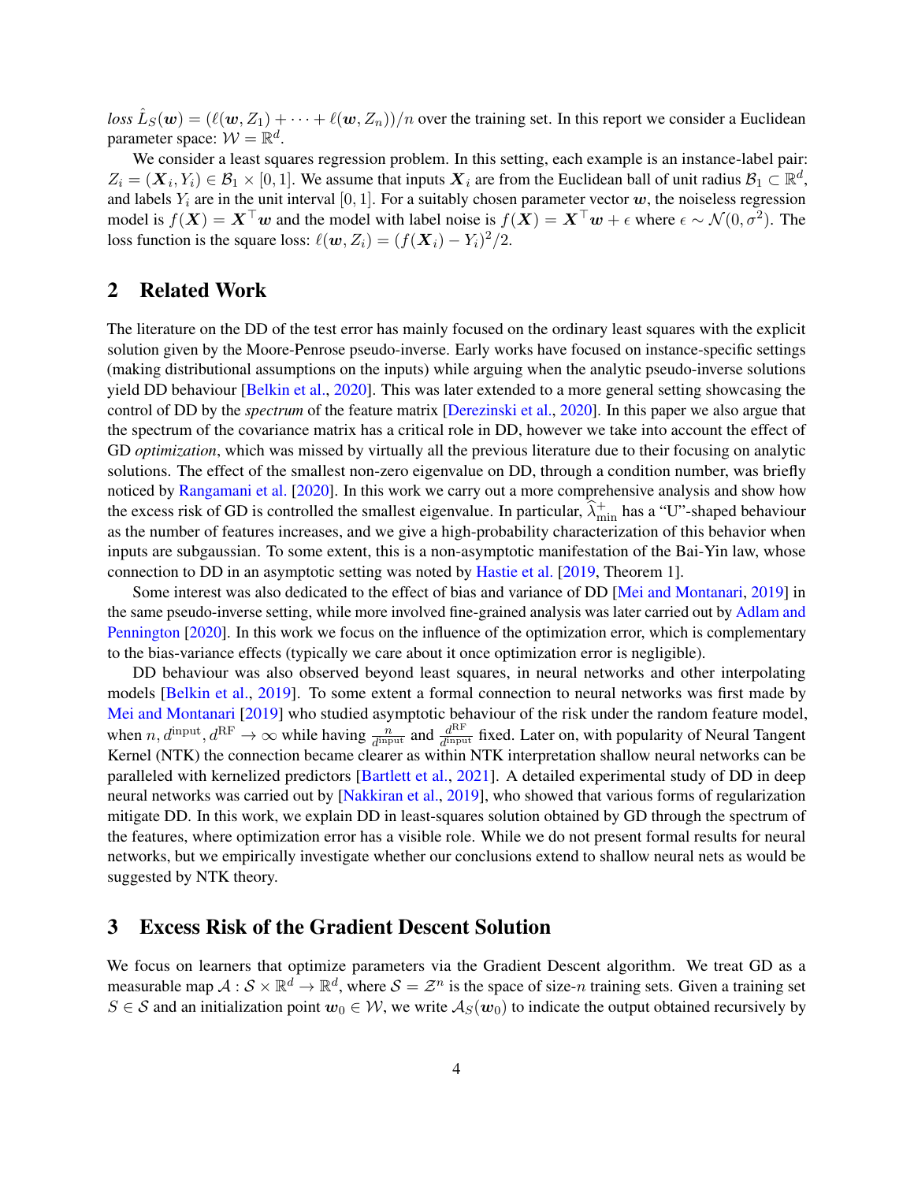*loss* $\hat{L}_S(\boldsymbol{w}) = (\ell(\boldsymbol{w}, Z_1) + \cdots + \ell(\boldsymbol{w}, Z_n))/n$ over the training set. In this report we consider a Euclidean parameter space: $\mathcal{W} = \mathbb{R}^d$.

We consider a least squares regression problem. In this setting, each example is an instance-label pair: $Z_i = (\boldsymbol{X}_i, Y_i) \in \mathcal{B}_1 \times [0, 1]$. We assume that inputs $\boldsymbol{X}_i$ are from the Euclidean ball of unit radius $\mathcal{B}_1 \subset \mathbb{R}^d$, and labels $Y_i$ are in the unit interval $[0, 1]$. For a suitably chosen parameter vector $\boldsymbol{w}$, the noiseless regression model is $f(\boldsymbol{X}) = \boldsymbol{X}^\top \boldsymbol{w}$ and the model with label noise is $f(\boldsymbol{X}) = \boldsymbol{X}^\top \boldsymbol{w} + \epsilon$ where $\epsilon \sim \mathcal{N}(0, \sigma^2)$. The loss function is the square loss: $\ell(\boldsymbol{w}, Z_i) = (f(\boldsymbol{X}_i) - Y_i)^2/2$.

## 2 Related Work

The literature on the DD of the test error has mainly focused on the ordinary least squares with the explicit solution given by the Moore-Penrose pseudo-inverse. Early works have focused on instance-specific settings (making distributional assumptions on the inputs) while arguing when the analytic pseudo-inverse solutions yield DD behaviour [Belkin et al., 2020]. This was later extended to a more general setting showcasing the control of DD by the *spectrum* of the feature matrix [Derezinski et al., 2020]. In this paper we also argue that the spectrum of the covariance matrix has a critical role in DD, however we take into account the effect of GD *optimization*, which was missed by virtually all the previous literature due to their focusing on analytic solutions. The effect of the smallest non-zero eigenvalue on DD, through a condition number, was briefly noticed by Rangamani et al. [2020]. In this work we carry out a more comprehensive analysis and show how the excess risk of GD is controlled the smallest eigenvalue. In particular, $\widehat{\lambda}_{\min}^{+}$ has a "U"-shaped behaviour as the number of features increases, and we give a high-probability characterization of this behavior when inputs are subgaussian. To some extent, this is a non-asymptotic manifestation of the Bai-Yin law, whose connection to DD in an asymptotic setting was noted by Hastie et al. [2019, Theorem 1].

Some interest was also dedicated to the effect of bias and variance of DD [Mei and Montanari, 2019] in the same pseudo-inverse setting, while more involved fine-grained analysis was later carried out by Adlam and Pennington [2020]. In this work we focus on the influence of the optimization error, which is complementary to the bias-variance effects (typically we care about it once optimization error is negligible).

DD behaviour was also observed beyond least squares, in neural networks and other interpolating models [Belkin et al., 2019]. To some extent a formal connection to neural networks was first made by Mei and Montanari [2019] who studied asymptotic behaviour of the risk under the random feature model, when $n, d^{\text{input}}, d^{\text{RF}} \to \infty$ while having $\frac{n}{d^{\text{input}}}$ and $\frac{d^{\text{RF}}}{d^{\text{input}}}$ fixed. Later on, with popularity of Neural Tangent Kernel (NTK) the connection became clearer as within NTK interpretation shallow neural networks can be paralleled with kernelized predictors [Bartlett et al., 2021]. A detailed experimental study of DD in deep neural networks was carried out by [Nakkiran et al., 2019], who showed that various forms of regularization mitigate DD. In this work, we explain DD in least-squares solution obtained by GD through the spectrum of the features, where optimization error has a visible role. While we do not present formal results for neural networks, but we empirically investigate whether our conclusions extend to shallow neural nets as would be suggested by NTK theory.

## 3 Excess Risk of the Gradient Descent Solution

We focus on learners that optimize parameters via the Gradient Descent algorithm. We treat GD as a measurable map $\mathcal{A} : \mathcal{S} \times \mathbb{R}^d \to \mathbb{R}^d$, where $\mathcal{S} = \mathcal{Z}^n$ is the space of size-$n$ training sets. Given a training set $S \in \mathcal{S}$ and an initialization point $\boldsymbol{w}_0 \in \mathcal{W}$, we write $\mathcal{A}_S(\boldsymbol{w}_0)$ to indicate the output obtained recursively by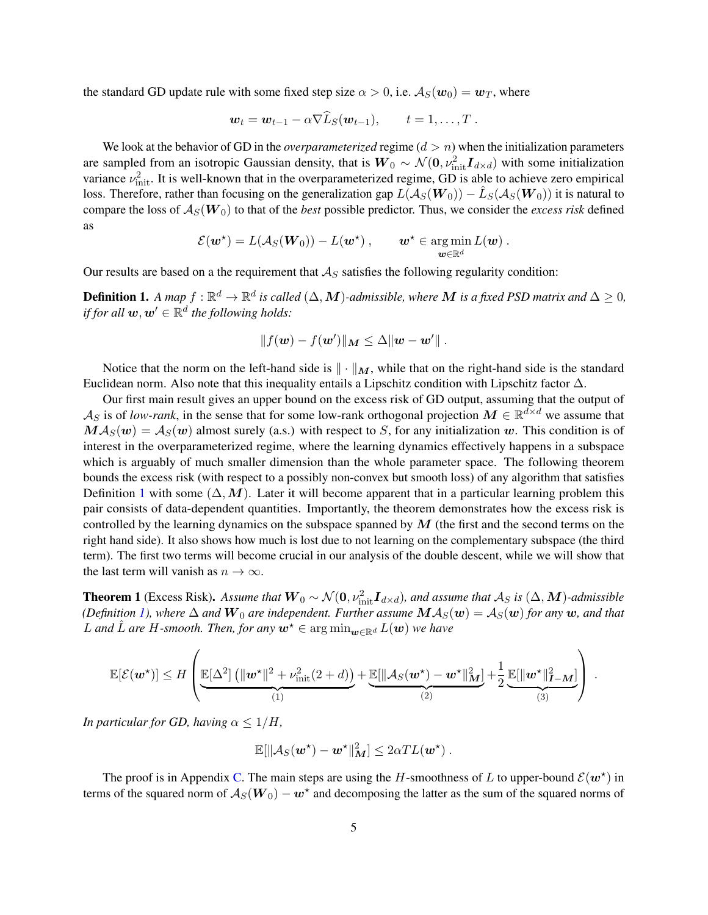the standard GD update rule with some fixed step size $\alpha > 0$, i.e. $\mathcal{A}_S(\boldsymbol{w}_0) = \boldsymbol{w}_T$, where

$$\boldsymbol{w}_t = \boldsymbol{w}_{t-1} - \alpha \nabla \widehat{L}_S(\boldsymbol{w}_{t-1}), \qquad t = 1, \dots, T .$$

We look at the behavior of GD in the *overparameterized* regime ($d > n$) when the initialization parameters are sampled from an isotropic Gaussian density, that is $\boldsymbol{W}_0 \sim \mathcal{N}(\boldsymbol{0}, \nu_{\text{init}}^2 \boldsymbol{I}_{d \times d})$ with some initialization variance $\nu_{\text{init}}^2$. It is well-known that in the overparameterized regime, GD is able to achieve zero empirical loss. Therefore, rather than focusing on the generalization gap $L(\mathcal{A}_S(\boldsymbol{W}_0)) - \hat{L}_S(\mathcal{A}_S(\boldsymbol{W}_0))$ it is natural to compare the loss of $\mathcal{A}_S(\boldsymbol{W}_0)$ to that of the *best* possible predictor. Thus, we consider the *excess risk* defined as

$$\mathcal{E}(\boldsymbol{w}^\star) = L(\mathcal{A}_S(\boldsymbol{W}_0)) - L(\boldsymbol{w}^\star) , \qquad \boldsymbol{w}^\star \in \arg\min_{\boldsymbol{w} \in \mathbb{R}^d} L(\boldsymbol{w}) .$$

Our results are based on a the requirement that $\mathcal{A}_S$ satisfies the following regularity condition:

**Definition 1.** *A map $f : \mathbb{R}^d \to \mathbb{R}^d$ is called $(\Delta, \boldsymbol{M})$-admissible, where $\boldsymbol{M}$ is a fixed PSD matrix and $\Delta \geq 0$, if for all $\boldsymbol{w}, \boldsymbol{w}' \in \mathbb{R}^d$ the following holds:*

$$\|f(\boldsymbol{w}) - f(\boldsymbol{w}')\|_{\boldsymbol{M}} \leq \Delta \|\boldsymbol{w} - \boldsymbol{w}'\| .$$

Notice that the norm on the left-hand side is $\| \cdot \|_{\boldsymbol{M}}$, while that on the right-hand side is the standard Euclidean norm. Also note that this inequality entails a Lipschitz condition with Lipschitz factor $\Delta$.

Our first main result gives an upper bound on the excess risk of GD output, assuming that the output of $\mathcal{A}_S$ is of *low-rank*, in the sense that for some low-rank orthogonal projection $\boldsymbol{M} \in \mathbb{R}^{d \times d}$ we assume that $\boldsymbol{M}\mathcal{A}_S(\boldsymbol{w}) = \mathcal{A}_S(\boldsymbol{w})$ almost surely (a.s.) with respect to $S$, for any initialization $\boldsymbol{w}$. This condition is of interest in the overparameterized regime, where the learning dynamics effectively happens in a subspace which is arguably of much smaller dimension than the whole parameter space. The following theorem bounds the excess risk (with respect to a possibly non-convex but smooth loss) of any algorithm that satisfies Definition 1 with some $(\Delta, \boldsymbol{M})$. Later it will become apparent that in a particular learning problem this pair consists of data-dependent quantities. Importantly, the theorem demonstrates how the excess risk is controlled by the learning dynamics on the subspace spanned by $\boldsymbol{M}$ (the first and the second terms on the right hand side). It also shows how much is lost due to not learning on the complementary subspace (the third term). The first two terms will become crucial in our analysis of the double descent, while we will show that the last term will vanish as $n \to \infty$.

**Theorem 1** (Excess Risk)**.** *Assume that $\boldsymbol{W}_0 \sim \mathcal{N}(\boldsymbol{0}, \nu_{\text{init}}^2 \boldsymbol{I}_{d \times d})$, and assume that $\mathcal{A}_S$ is $(\Delta, \boldsymbol{M})$-admissible (Definition 1), where $\Delta$ and $\boldsymbol{W}_0$ are independent. Further assume $\boldsymbol{M}\mathcal{A}_S(\boldsymbol{w}) = \mathcal{A}_S(\boldsymbol{w})$ for any $\boldsymbol{w}$, and that $L$ and $\hat{L}$ are $H$-smooth. Then, for any $\boldsymbol{w}^\star \in \arg\min_{\boldsymbol{w} \in \mathbb{R}^d} L(\boldsymbol{w})$ we have*

$$\mathbb{E}[\mathcal{E}(\boldsymbol{w}^\star)] \leq H \left( \underbrace{\mathbb{E}[\Delta^2] \left( \|\boldsymbol{w}^\star\|^2 + \nu_{\text{init}}^2 (2 + d) \right)}_{(1)} + \underbrace{\mathbb{E}[\|\mathcal{A}_S(\boldsymbol{w}^\star) - \boldsymbol{w}^\star\|_{\boldsymbol{M}}^2]}_{(2)} + \frac{1}{2} \underbrace{\mathbb{E}[\|\boldsymbol{w}^\star\|_{\boldsymbol{I} - \boldsymbol{M}}^2]}_{(3)} \right) .$$

*In particular for GD, having $\alpha \leq 1/H$,*

$$\mathbb{E}[\|\mathcal{A}_S(\boldsymbol{w}^\star) - \boldsymbol{w}^\star\|_{\boldsymbol{M}}^2] \leq 2\alpha T L(\boldsymbol{w}^\star) .$$

The proof is in Appendix C. The main steps are using the $H$-smoothness of $L$ to upper-bound $\mathcal{E}(\boldsymbol{w}^\star)$ in terms of the squared norm of $\mathcal{A}_S(\boldsymbol{W}_0) - \boldsymbol{w}^\star$ and decomposing the latter as the sum of the squared norms of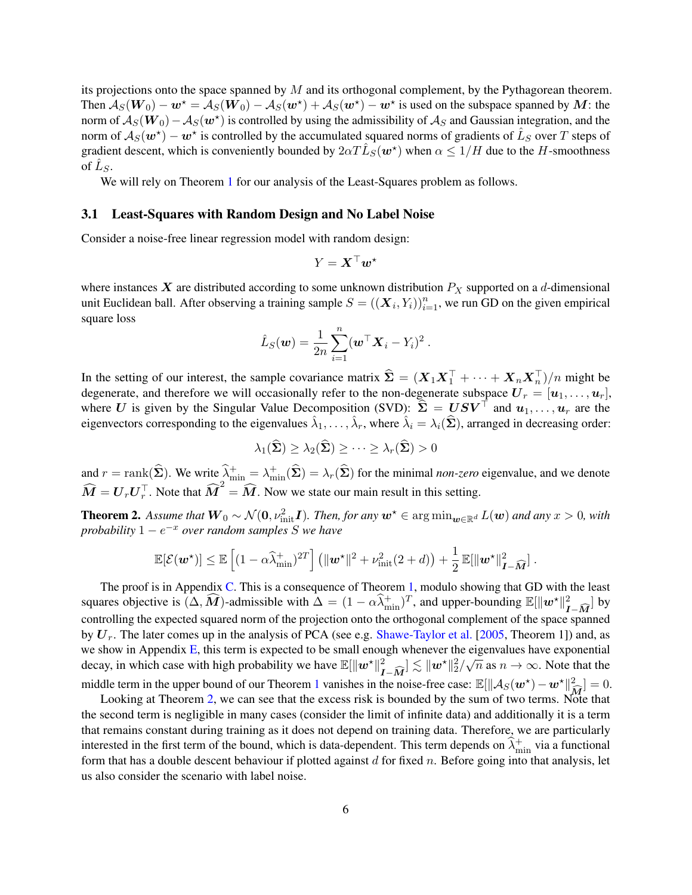its projections onto the space spanned by $M$ and its orthogonal complement, by the Pythagorean theorem. Then $\mathcal{A}_S(\boldsymbol{W}_0) - \boldsymbol{w}^\star = \mathcal{A}_S(\boldsymbol{W}_0) - \mathcal{A}_S(\boldsymbol{w}^\star) + \mathcal{A}_S(\boldsymbol{w}^\star) - \boldsymbol{w}^\star$ is used on the subspace spanned by $\boldsymbol{M}$: the norm of $\mathcal{A}_S(\boldsymbol{W}_0) - \mathcal{A}_S(\boldsymbol{w}^\star)$ is controlled by using the admissibility of $\mathcal{A}_S$ and Gaussian integration, and the norm of $\mathcal{A}_S(\boldsymbol{w}^\star) - \boldsymbol{w}^\star$ is controlled by the accumulated squared norms of gradients of $\hat{L}_S$ over $T$ steps of gradient descent, which is conveniently bounded by $2\alpha T \hat{L}_S(\boldsymbol{w}^\star)$ when $\alpha \leq 1/H$ due to the $H$-smoothness of $\hat{L}_S$.

We will rely on Theorem 1 for our analysis of the Least-Squares problem as follows.

### 3.1 Least-Squares with Random Design and No Label Noise

Consider a noise-free linear regression model with random design:

$$Y = \boldsymbol{X}^\top \boldsymbol{w}^\star$$

where instances $\boldsymbol{X}$ are distributed according to some unknown distribution $P_X$ supported on a $d$-dimensional unit Euclidean ball. After observing a training sample $S = ((\boldsymbol{X}_i, Y_i))_{i=1}^n$, we run GD on the given empirical square loss

$$\hat{L}_S(\boldsymbol{w}) = \frac{1}{2n} \sum_{i=1}^n (\boldsymbol{w}^\top \boldsymbol{X}_i - Y_i)^2 .$$

In the setting of our interest, the sample covariance matrix $\widehat{\boldsymbol{\Sigma}} = (\boldsymbol{X}_1 \boldsymbol{X}_1^\top + \cdots + \boldsymbol{X}_n \boldsymbol{X}_n^\top)/n$ might be degenerate, and therefore we will occasionally refer to the non-degenerate subspace $\boldsymbol{U}_r = [\boldsymbol{u}_1, \ldots, \boldsymbol{u}_r]$, where $\boldsymbol{U}$ is given by the Singular Value Decomposition (SVD): $\widehat{\boldsymbol{\Sigma}} = \boldsymbol{U}\boldsymbol{S}\boldsymbol{V}^\top$ and $\boldsymbol{u}_1, \ldots, \boldsymbol{u}_r$ are the eigenvectors corresponding to the eigenvalues $\hat{\lambda}_1, \ldots, \hat{\lambda}_r$, where $\hat{\lambda}_i = \lambda_i(\widehat{\boldsymbol{\Sigma}})$, arranged in decreasing order:

$$\lambda_1(\widehat{\boldsymbol{\Sigma}}) \geq \lambda_2(\widehat{\boldsymbol{\Sigma}}) \geq \cdots \geq \lambda_r(\widehat{\boldsymbol{\Sigma}}) > 0$$

and $r = \operatorname{rank}(\widehat{\boldsymbol{\Sigma}})$. We write $\widehat{\lambda}_{\min}^+ = \lambda_{\min}^+(\widehat{\boldsymbol{\Sigma}}) = \lambda_r(\widehat{\boldsymbol{\Sigma}})$ for the minimal *non-zero* eigenvalue, and we denote $\widehat{\boldsymbol{M}} = \boldsymbol{U}_r \boldsymbol{U}_r^\top$. Note that $\widehat{\boldsymbol{M}}^2 = \widehat{\boldsymbol{M}}$. Now we state our main result in this setting.

**Theorem 2.** *Assume that $\boldsymbol{W}_0 \sim \mathcal{N}(\boldsymbol{0}, \nu_{\text{init}}^2 \boldsymbol{I})$. Then, for any $\boldsymbol{w}^\star \in \arg\min_{\boldsymbol{w} \in \mathbb{R}^d} L(\boldsymbol{w})$ and any $x > 0$, with probability $1 - e^{-x}$ over random samples $S$ we have*

$$\mathbb{E}[\mathcal{E}(\boldsymbol{w}^\star)] \leq \mathbb{E}\left[(1 - \alpha \widehat{\lambda}_{\min}^+)^{2T}\right] \left(\|\boldsymbol{w}^\star\|^2 + \nu_{\text{init}}^2 (2 + d)\right) + \frac{1}{2} \mathbb{E}[\|\boldsymbol{w}^\star\|_{\boldsymbol{I} - \widehat{\boldsymbol{M}}}^2] .$$

The proof is in Appendix C. This is a consequence of Theorem 1, modulo showing that GD with the least squares objective is $(\Delta, \widehat{\boldsymbol{M}})$-admissible with $\Delta = (1 - \alpha \widehat{\lambda}_{\min}^+)^T$, and upper-bounding $\mathbb{E}[\|\boldsymbol{w}^\star\|_{\boldsymbol{I} - \widehat{\boldsymbol{M}}}^2]$ by controlling the expected squared norm of the projection onto the orthogonal complement of the space spanned by $\boldsymbol{U}_r$. The later comes up in the analysis of PCA (see e.g. Shawe-Taylor et al. [2005, Theorem 1]) and, as we show in Appendix E, this term is expected to be small enough whenever the eigenvalues have exponential decay, in which case with high probability we have $\mathbb{E}[\|\boldsymbol{w}^\star\|_{\boldsymbol{I} - \widehat{\boldsymbol{M}}}^2] \lesssim \|\boldsymbol{w}^\star\|_2^2 / \sqrt{n}$ as $n \to \infty$. Note that the middle term in the upper bound of our Theorem 1 vanishes in the noise-free case: $\mathbb{E}[\|\mathcal{A}_S(\boldsymbol{w}^\star) - \boldsymbol{w}^\star\|_{\widehat{\boldsymbol{M}}}^2] = 0$.

Looking at Theorem 2, we can see that the excess risk is bounded by the sum of two terms. Note that the second term is negligible in many cases (consider the limit of infinite data) and additionally it is a term that remains constant during training as it does not depend on training data. Therefore, we are particularly interested in the first term of the bound, which is data-dependent. This term depends on $\widehat{\lambda}_{\min}^+$ via a functional form that has a double descent behaviour if plotted against $d$ for fixed $n$. Before going into that analysis, let us also consider the scenario with label noise.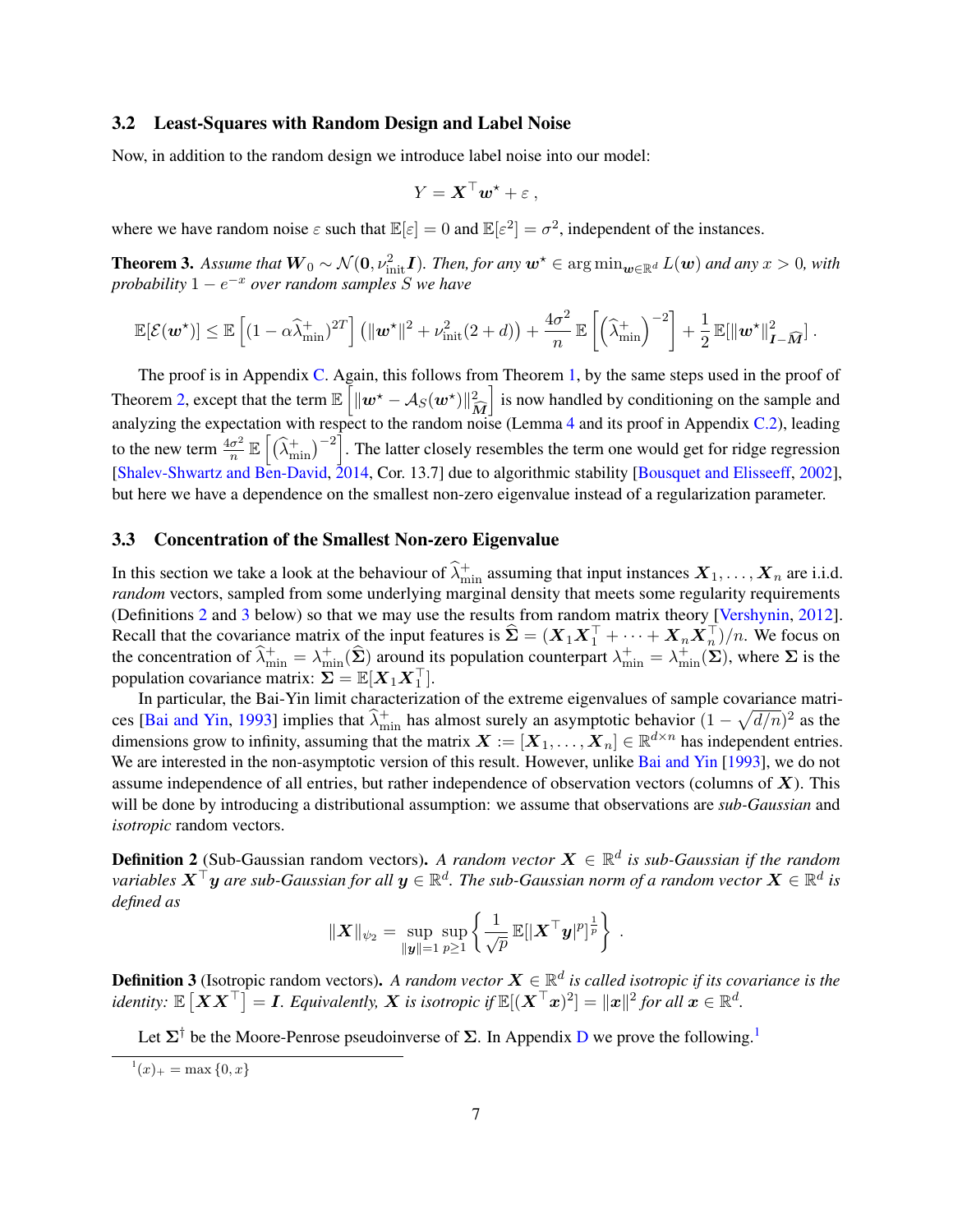### 3.2 Least-Squares with Random Design and Label Noise

Now, in addition to the random design we introduce label noise into our model:

$$Y = \boldsymbol{X}^\top \boldsymbol{w}^\star + \varepsilon ,$$

where we have random noise $\varepsilon$ such that $\mathbb{E}[\varepsilon] = 0$ and $\mathbb{E}[\varepsilon^2] = \sigma^2$, independent of the instances.

**Theorem 3.** *Assume that $\boldsymbol{W}_0 \sim \mathcal{N}(\boldsymbol{0}, \nu_{\text{init}}^2 \boldsymbol{I})$. Then, for any $\boldsymbol{w}^\star \in \arg\min_{\boldsymbol{w} \in \mathbb{R}^d} L(\boldsymbol{w})$ and any $x > 0$, with probability $1 - e^{-x}$ over random samples $S$ we have*

$$\mathbb{E}[\mathcal{E}(\boldsymbol{w}^\star)] \leq \mathbb{E}\left[(1 - \alpha \widehat{\lambda}_{\min}^+)^{2T}\right] \left(\|\boldsymbol{w}^\star\|^2 + \nu_{\text{init}}^2 (2 + d)\right) + \frac{4\sigma^2}{n} \mathbb{E}\left[\left(\widehat{\lambda}_{\min}^+\right)^{-2}\right] + \frac{1}{2} \mathbb{E}[\|\boldsymbol{w}^\star\|^2_{\boldsymbol{I} - \widehat{\boldsymbol{M}}}] .$$

The proof is in Appendix C. Again, this follows from Theorem 1, by the same steps used in the proof of Theorem 2, except that the term $\mathbb{E}\left[\|\boldsymbol{w}^\star - \mathcal{A}_S(\boldsymbol{w}^\star)\|^2_{\widehat{\boldsymbol{M}}}\right]$ is now handled by conditioning on the sample and analyzing the expectation with respect to the random noise (Lemma 4 and its proof in Appendix C.2), leading to the new term $\frac{4\sigma^2}{n} \mathbb{E}\left[\left(\widehat{\lambda}_{\min}^+\right)^{-2}\right]$. The latter closely resembles the term one would get for ridge regression [Shalev-Shwartz and Ben-David, 2014, Cor. 13.7] due to algorithmic stability [Bousquet and Elisseeff, 2002], but here we have a dependence on the smallest non-zero eigenvalue instead of a regularization parameter.

### 3.3 Concentration of the Smallest Non-zero Eigenvalue

In this section we take a look at the behaviour of $\widehat{\lambda}_{\min}^+$ assuming that input instances $\boldsymbol{X}_1, \dots, \boldsymbol{X}_n$ are i.i.d. *random* vectors, sampled from some underlying marginal density that meets some regularity requirements (Definitions 2 and 3 below) so that we may use the results from random matrix theory [Vershynin, 2012]. Recall that the covariance matrix of the input features is $\widehat{\boldsymbol{\Sigma}} = (\boldsymbol{X}_1 \boldsymbol{X}_1^\top + \dots + \boldsymbol{X}_n \boldsymbol{X}_n^\top)/n$. We focus on the concentration of $\widehat{\lambda}_{\min}^+ = \lambda_{\min}^+(\widehat{\boldsymbol{\Sigma}})$ around its population counterpart $\lambda_{\min}^+ = \lambda_{\min}^+(\boldsymbol{\Sigma})$, where $\boldsymbol{\Sigma}$ is the population covariance matrix: $\boldsymbol{\Sigma} = \mathbb{E}[\boldsymbol{X}_1 \boldsymbol{X}_1^\top]$.

In particular, the Bai-Yin limit characterization of the extreme eigenvalues of sample covariance matrices [Bai and Yin, 1993] implies that $\widehat{\lambda}_{\min}^+$ has almost surely an asymptotic behavior $(1 - \sqrt{d/n})^2$ as the dimensions grow to infinity, assuming that the matrix $\boldsymbol{X} := [\boldsymbol{X}_1, \dots, \boldsymbol{X}_n] \in \mathbb{R}^{d \times n}$ has independent entries. We are interested in the non-asymptotic version of this result. However, unlike Bai and Yin [1993], we do not assume independence of all entries, but rather independence of observation vectors (columns of $\boldsymbol{X}$). This will be done by introducing a distributional assumption: we assume that observations are *sub-Gaussian* and *isotropic* random vectors.

**Definition 2** (Sub-Gaussian random vectors)**.** *A random vector $\boldsymbol{X} \in \mathbb{R}^d$ is sub-Gaussian if the random variables $\boldsymbol{X}^\top \boldsymbol{y}$ are sub-Gaussian for all $\boldsymbol{y} \in \mathbb{R}^d$. The sub-Gaussian norm of a random vector $\boldsymbol{X} \in \mathbb{R}^d$ is defined as*

$$\|\boldsymbol{X}\|_{\psi_2} = \sup_{\|\boldsymbol{y}\|=1} \sup_{p \geq 1} \left\{ \frac{1}{\sqrt{p}} \mathbb{E}[|\boldsymbol{X}^\top \boldsymbol{y}|^p]^{\frac{1}{p}} \right\} .$$

**Definition 3** (Isotropic random vectors)**.** *A random vector $\boldsymbol{X} \in \mathbb{R}^d$ is called isotropic if its covariance is the identity: $\mathbb{E}\left[\boldsymbol{X}\boldsymbol{X}^\top\right] = \boldsymbol{I}$. Equivalently, $\boldsymbol{X}$ is isotropic if $\mathbb{E}[(\boldsymbol{X}^\top \boldsymbol{x})^2] = \|\boldsymbol{x}\|^2$ for all $\boldsymbol{x} \in \mathbb{R}^d$.*

Let $\boldsymbol{\Sigma}^\dagger$ be the Moore-Penrose pseudoinverse of $\boldsymbol{\Sigma}$. In Appendix D we prove the following.[1]

[1] $(x)_+ = \max\{0, x\}$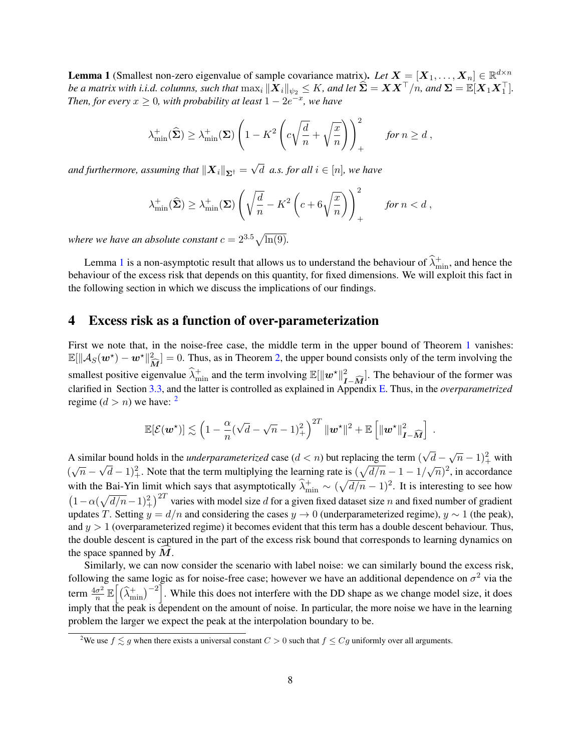**Lemma 1** (Smallest non-zero eigenvalue of sample covariance matrix)**.** *Let $\boldsymbol{X} = [\boldsymbol{X}_1, \dots, \boldsymbol{X}_n] \in \mathbb{R}^{d \times n}$ be a matrix with i.i.d. columns, such that $\max_i \|\boldsymbol{X}_i\|_{\psi_2} \le K$, and let $\widehat{\boldsymbol{\Sigma}} = \boldsymbol{X}\boldsymbol{X}^\top/n$, and $\boldsymbol{\Sigma} = \mathbb{E}[\boldsymbol{X}_1 \boldsymbol{X}_1^\top]$. Then, for every $x \ge 0$, with probability at least $1 - 2e^{-x}$, we have*

$$
\lambda_{\min}^{+}(\widehat{\boldsymbol{\Sigma}}) \ge \lambda_{\min}^{+}(\boldsymbol{\Sigma}) \left(1 - K^2\left(c\sqrt{\frac{d}{n}} + \sqrt{\frac{x}{n}}\right)\right)_+^2 \qquad \textit{for } n \ge d\,,
$$

*and furthermore, assuming that $\|\boldsymbol{X}_i\|_{\boldsymbol{\Sigma}^\dagger} = \sqrt{d}$ a.s. for all $i \in [n]$, we have*

$$
\lambda_{\min}^{+}(\widehat{\boldsymbol{\Sigma}}) \ge \lambda_{\min}^{+}(\boldsymbol{\Sigma}) \left(\sqrt{\frac{d}{n}} - K^2\left(c + 6\sqrt{\frac{x}{n}}\right)\right)_+^2 \qquad \textit{for } n < d\,,
$$

*where we have an absolute constant $c = 2^{3.5}\sqrt{\ln(9)}$.*

Lemma 1 is a non-asymptotic result that allows us to understand the behaviour of $\widehat{\lambda}_{\min}^{+}$, and hence the behaviour of the excess risk that depends on this quantity, for fixed dimensions. We will exploit this fact in the following section in which we discuss the implications of our findings.

# 4 Excess risk as a function of over-parameterization

First we note that, in the noise-free case, the middle term in the upper bound of Theorem 1 vanishes: $\mathbb{E}[\|\mathcal{A}_S(\boldsymbol{w}^\star) - \boldsymbol{w}^\star\|_{\widehat{\boldsymbol{M}}}^2] = 0$. Thus, as in Theorem 2, the upper bound consists only of the term involving the smallest positive eigenvalue $\widehat{\lambda}_{\min}^{+}$ and the term involving $\mathbb{E}[\|\boldsymbol{w}^\star\|_{\boldsymbol{I}-\widehat{\boldsymbol{M}}}^2]$. The behaviour of the former was clarified in Section 3.3, and the latter is controlled as explained in Appendix E. Thus, in the *overparametrized* regime ($d > n$) we have: [2]

$$
\mathbb{E}[\mathcal{E}(\boldsymbol{w}^\star)] \lesssim \left(1 - \frac{\alpha}{n}(\sqrt{d} - \sqrt{n} - 1)_+^2\right)^{2T} \|\boldsymbol{w}^\star\|^2 + \mathbb{E}\left[\|\boldsymbol{w}^\star\|_{\boldsymbol{I}-\widehat{\boldsymbol{M}}}^2\right]\,.
$$

A similar bound holds in the *underparameterized* case ($d < n$) but replacing the term $(\sqrt{d} - \sqrt{n} - 1)_+^2$ with $(\sqrt{n} - \sqrt{d} - 1)_+^2$. Note that the term multiplying the learning rate is $(\sqrt{d/n} - 1 - 1/\sqrt{n})^2$, in accordance with the Bai-Yin limit which says that asymptotically $\widehat{\lambda}_{\min}^{+} \sim (\sqrt{d/n} - 1)^2$. It is interesting to see how $\left(1 - \alpha(\sqrt{d/n} - 1)_+^2\right)^{2T}$ varies with model size $d$ for a given fixed dataset size $n$ and fixed number of gradient updates $T$. Setting $y = d/n$ and considering the cases $y \to 0$ (underparameterized regime), $y \sim 1$ (the peak), and $y > 1$ (overparameterized regime) it becomes evident that this term has a double descent behaviour. Thus, the double descent is captured in the part of the excess risk bound that corresponds to learning dynamics on the space spanned by $\widehat{\boldsymbol{M}}$.

Similarly, we can now consider the scenario with label noise: we can similarly bound the excess risk, following the same logic as for noise-free case; however we have an additional dependence on $\sigma^2$ via the term $\frac{4\sigma^2}{n}\mathbb{E}\left[\left(\widehat{\lambda}_{\min}^{+}\right)^{-2}\right]$. While this does not interfere with the DD shape as we change model size, it does imply that the peak is dependent on the amount of noise. In particular, the more noise we have in the learning problem the larger we expect the peak at the interpolation boundary to be.

[2] We use $f \lesssim g$ when there exists a universal constant $C > 0$ such that $f \le Cg$ uniformly over all arguments.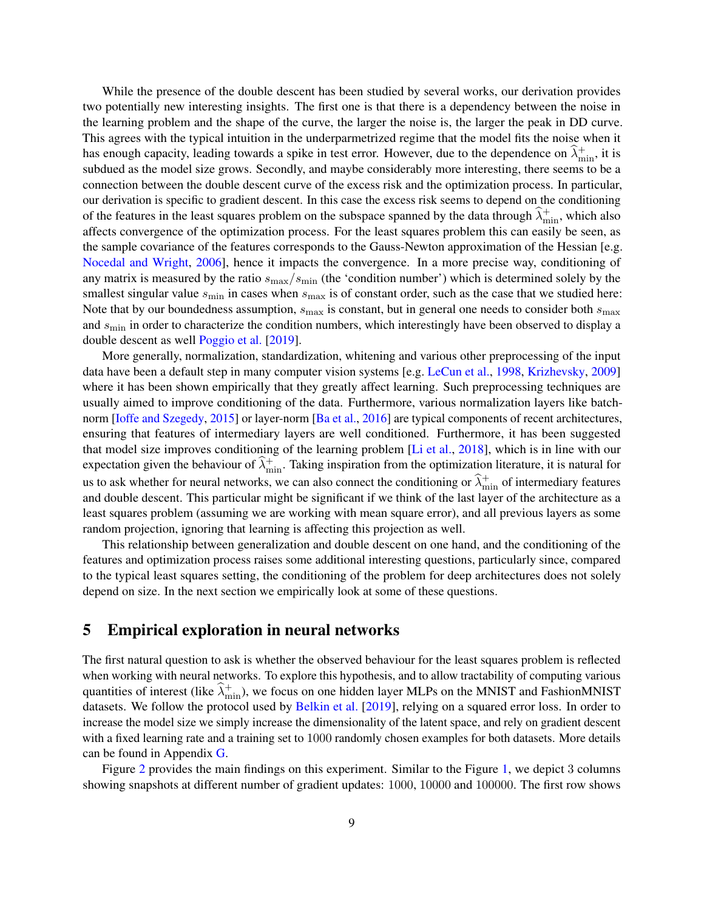While the presence of the double descent has been studied by several works, our derivation provides two potentially new interesting insights. The first one is that there is a dependency between the noise in the learning problem and the shape of the curve, the larger the noise is, the larger the peak in DD curve. This agrees with the typical intuition in the underparmetrized regime that the model fits the noise when it has enough capacity, leading towards a spike in test error. However, due to the dependence on $\widehat{\lambda}_{\min}^{+}$, it is subdued as the model size grows. Secondly, and maybe considerably more interesting, there seems to be a connection between the double descent curve of the excess risk and the optimization process. In particular, our derivation is specific to gradient descent. In this case the excess risk seems to depend on the conditioning of the features in the least squares problem on the subspace spanned by the data through $\widehat{\lambda}_{\min}^{+}$, which also affects convergence of the optimization process. For the least squares problem this can easily be seen, as the sample covariance of the features corresponds to the Gauss-Newton approximation of the Hessian [e.g. Nocedal and Wright, 2006], hence it impacts the convergence. In a more precise way, conditioning of any matrix is measured by the ratio $s_{\max}/s_{\min}$ (the 'condition number') which is determined solely by the smallest singular value $s_{\min}$ in cases when $s_{\max}$ is of constant order, such as the case that we studied here: Note that by our boundedness assumption, $s_{\max}$ is constant, but in general one needs to consider both $s_{\max}$ and $s_{\min}$ in order to characterize the condition numbers, which interestingly have been observed to display a double descent as well Poggio et al. [2019].

More generally, normalization, standardization, whitening and various other preprocessing of the input data have been a default step in many computer vision systems [e.g. LeCun et al., 1998, Krizhevsky, 2009] where it has been shown empirically that they greatly affect learning. Such preprocessing techniques are usually aimed to improve conditioning of the data. Furthermore, various normalization layers like batch-norm [Ioffe and Szegedy, 2015] or layer-norm [Ba et al., 2016] are typical components of recent architectures, ensuring that features of intermediary layers are well conditioned. Furthermore, it has been suggested that model size improves conditioning of the learning problem [Li et al., 2018], which is in line with our expectation given the behaviour of $\widehat{\lambda}_{\min}^{+}$. Taking inspiration from the optimization literature, it is natural for us to ask whether for neural networks, we can also connect the conditioning or $\widehat{\lambda}_{\min}^{+}$ of intermediary features and double descent. This particular might be significant if we think of the last layer of the architecture as a least squares problem (assuming we are working with mean square error), and all previous layers as some random projection, ignoring that learning is affecting this projection as well.

This relationship between generalization and double descent on one hand, and the conditioning of the features and optimization process raises some additional interesting questions, particularly since, compared to the typical least squares setting, the conditioning of the problem for deep architectures does not solely depend on size. In the next section we empirically look at some of these questions.

## 5 Empirical exploration in neural networks

The first natural question to ask is whether the observed behaviour for the least squares problem is reflected when working with neural networks. To explore this hypothesis, and to allow tractability of computing various quantities of interest (like $\widehat{\lambda}_{\min}^{+}$), we focus on one hidden layer MLPs on the MNIST and FashionMNIST datasets. We follow the protocol used by Belkin et al. [2019], relying on a squared error loss. In order to increase the model size we simply increase the dimensionality of the latent space, and rely on gradient descent with a fixed learning rate and a training set to 1000 randomly chosen examples for both datasets. More details can be found in Appendix G.

Figure 2 provides the main findings on this experiment. Similar to the Figure 1, we depict 3 columns showing snapshots at different number of gradient updates: 1000, 10000 and 100000. The first row shows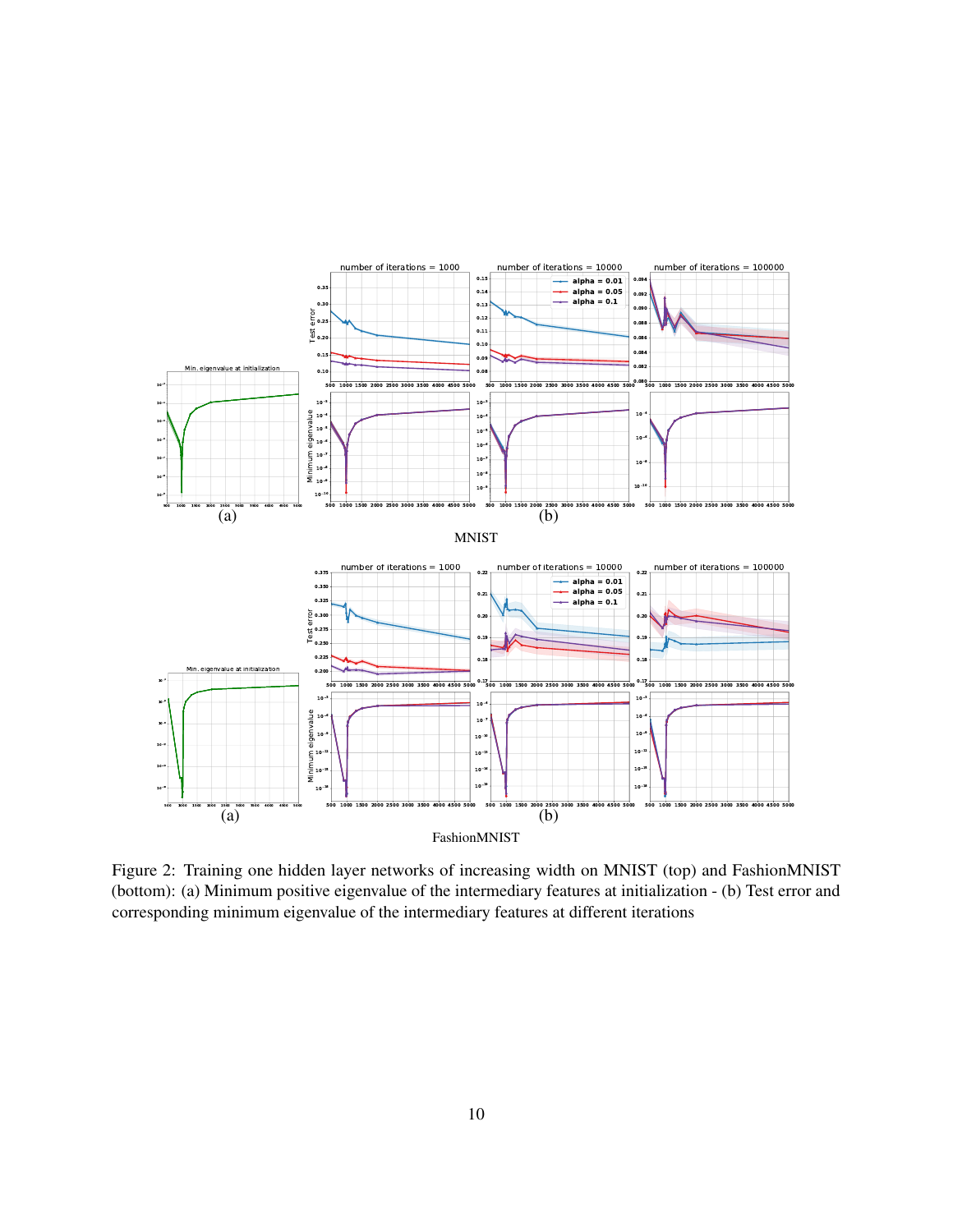MNIST

FashionMNIST

Figure 2: Training one hidden layer networks of increasing width on MNIST (top) and FashionMNIST (bottom): (a) Minimum positive eigenvalue of the intermediary features at initialization - (b) Test error and corresponding minimum eigenvalue of the intermediary features at different iterations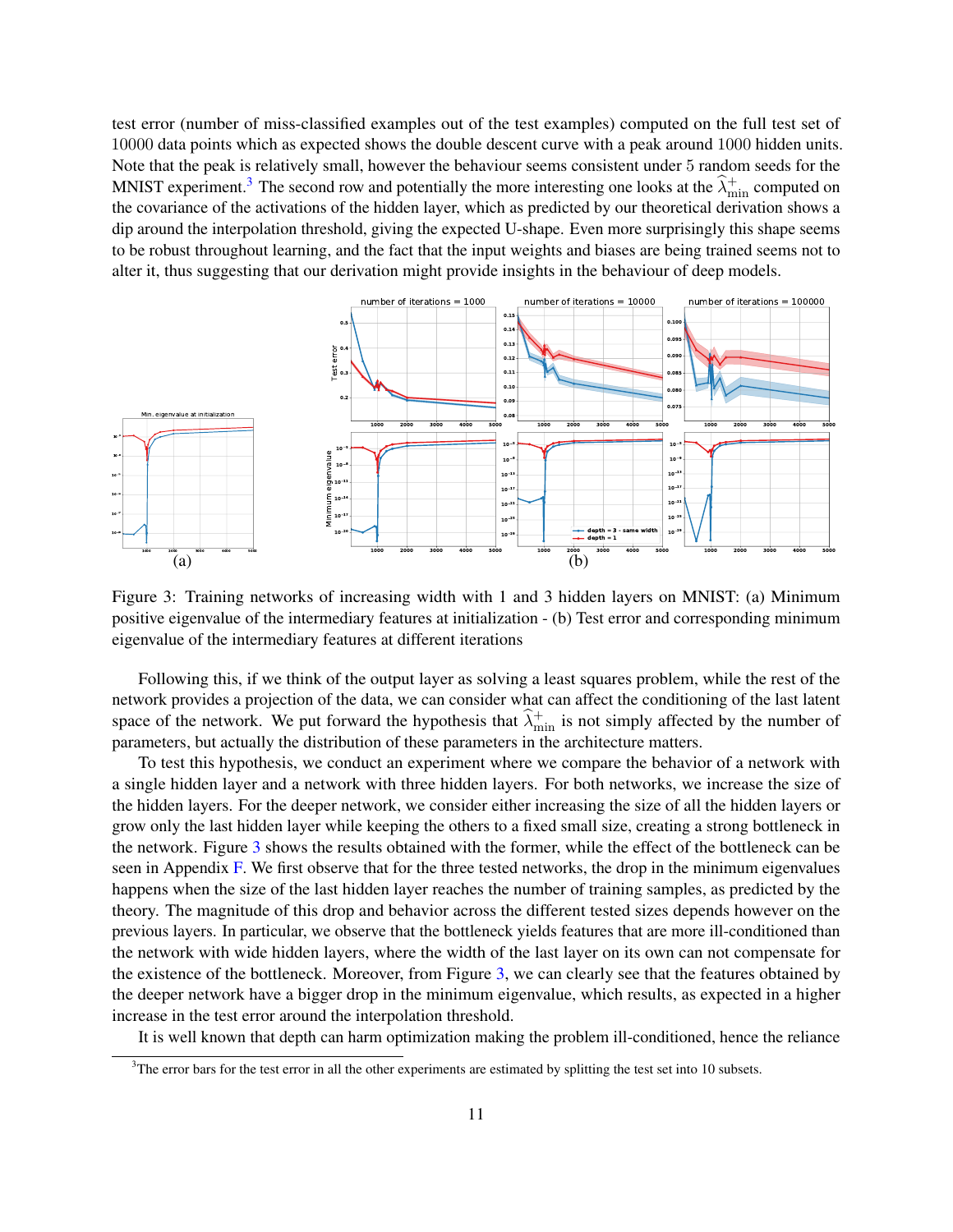test error (number of miss-classified examples out of the test examples) computed on the full test set of 10000 data points which as expected shows the double descent curve with a peak around 1000 hidden units. Note that the peak is relatively small, however the behaviour seems consistent under 5 random seeds for the MNIST experiment.[3] The second row and potentially the more interesting one looks at the $\widehat{\lambda}^{+}_{\min}$ computed on the covariance of the activations of the hidden layer, which as predicted by our theoretical derivation shows a dip around the interpolation threshold, giving the expected U-shape. Even more surprisingly this shape seems to be robust throughout learning, and the fact that the input weights and biases are being trained seems not to alter it, thus suggesting that our derivation might provide insights in the behaviour of deep models.

Figure 3: Training networks of increasing width with 1 and 3 hidden layers on MNIST: (a) Minimum positive eigenvalue of the intermediary features at initialization - (b) Test error and corresponding minimum eigenvalue of the intermediary features at different iterations

Following this, if we think of the output layer as solving a least squares problem, while the rest of the network provides a projection of the data, we can consider what can affect the conditioning of the last latent space of the network. We put forward the hypothesis that $\widehat{\lambda}^{+}_{\min}$ is not simply affected by the number of parameters, but actually the distribution of these parameters in the architecture matters.

To test this hypothesis, we conduct an experiment where we compare the behavior of a network with a single hidden layer and a network with three hidden layers. For both networks, we increase the size of the hidden layers. For the deeper network, we consider either increasing the size of all the hidden layers or grow only the last hidden layer while keeping the others to a fixed small size, creating a strong bottleneck in the network. Figure 3 shows the results obtained with the former, while the effect of the bottleneck can be seen in Appendix F. We first observe that for the three tested networks, the drop in the minimum eigenvalues happens when the size of the last hidden layer reaches the number of training samples, as predicted by the theory. The magnitude of this drop and behavior across the different tested sizes depends however on the previous layers. In particular, we observe that the bottleneck yields features that are more ill-conditioned than the network with wide hidden layers, where the width of the last layer on its own can not compensate for the existence of the bottleneck. Moreover, from Figure 3, we can clearly see that the features obtained by the deeper network have a bigger drop in the minimum eigenvalue, which results, as expected in a higher increase in the test error around the interpolation threshold.

It is well known that depth can harm optimization making the problem ill-conditioned, hence the reliance

[3] The error bars for the test error in all the other experiments are estimated by splitting the test set into 10 subsets.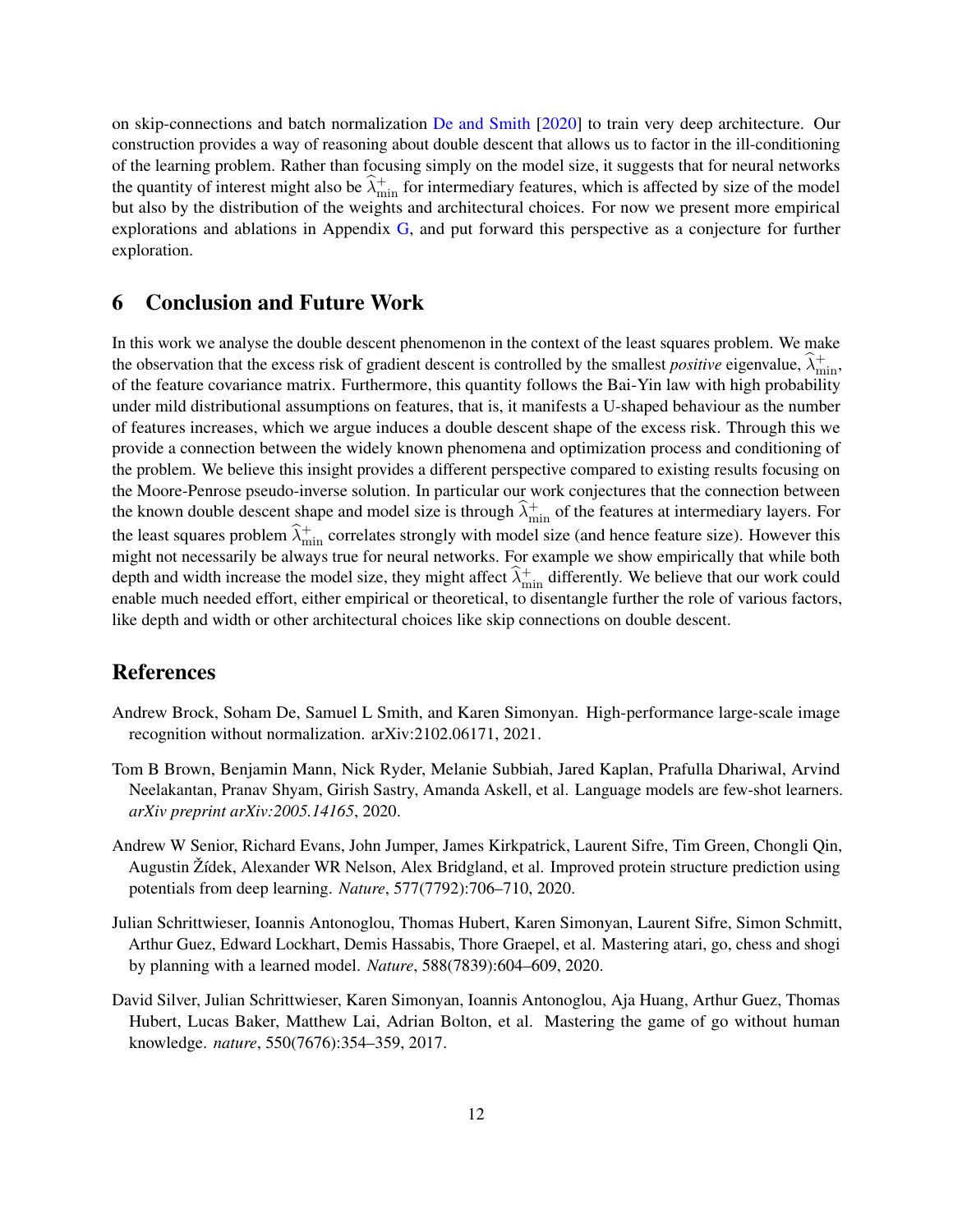on skip-connections and batch normalization De and Smith [2020] to train very deep architecture. Our construction provides a way of reasoning about double descent that allows us to factor in the ill-conditioning of the learning problem. Rather than focusing simply on the model size, it suggests that for neural networks the quantity of interest might also be $\widehat{\lambda}_{\min}^{+}$ for intermediary features, which is affected by size of the model but also by the distribution of the weights and architectural choices. For now we present more empirical explorations and ablations in Appendix G, and put forward this perspective as a conjecture for further exploration.

## 6 Conclusion and Future Work

In this work we analyse the double descent phenomenon in the context of the least squares problem. We make the observation that the excess risk of gradient descent is controlled by the smallest *positive* eigenvalue, $\widehat{\lambda}_{\min}^{+}$, of the feature covariance matrix. Furthermore, this quantity follows the Bai-Yin law with high probability under mild distributional assumptions on features, that is, it manifests a U-shaped behaviour as the number of features increases, which we argue induces a double descent shape of the excess risk. Through this we provide a connection between the widely known phenomena and optimization process and conditioning of the problem. We believe this insight provides a different perspective compared to existing results focusing on the Moore-Penrose pseudo-inverse solution. In particular our work conjectures that the connection between the known double descent shape and model size is through $\widehat{\lambda}_{\min}^{+}$ of the features at intermediary layers. For the least squares problem $\widehat{\lambda}_{\min}^{+}$ correlates strongly with model size (and hence feature size). However this might not necessarily be always true for neural networks. For example we show empirically that while both depth and width increase the model size, they might affect $\widehat{\lambda}_{\min}^{+}$ differently. We believe that our work could enable much needed effort, either empirical or theoretical, to disentangle further the role of various factors, like depth and width or other architectural choices like skip connections on double descent.

## References

Andrew Brock, Soham De, Samuel L Smith, and Karen Simonyan. High-performance large-scale image recognition without normalization. arXiv:2102.06171, 2021.

Tom B Brown, Benjamin Mann, Nick Ryder, Melanie Subbiah, Jared Kaplan, Prafulla Dhariwal, Arvind Neelakantan, Pranav Shyam, Girish Sastry, Amanda Askell, et al. Language models are few-shot learners. *arXiv preprint arXiv:2005.14165*, 2020.

Andrew W Senior, Richard Evans, John Jumper, James Kirkpatrick, Laurent Sifre, Tim Green, Chongli Qin, Augustin Žídek, Alexander WR Nelson, Alex Bridgland, et al. Improved protein structure prediction using potentials from deep learning. *Nature*, 577(7792):706–710, 2020.

Julian Schrittwieser, Ioannis Antonoglou, Thomas Hubert, Karen Simonyan, Laurent Sifre, Simon Schmitt, Arthur Guez, Edward Lockhart, Demis Hassabis, Thore Graepel, et al. Mastering atari, go, chess and shogi by planning with a learned model. *Nature*, 588(7839):604–609, 2020.

David Silver, Julian Schrittwieser, Karen Simonyan, Ioannis Antonoglou, Aja Huang, Arthur Guez, Thomas Hubert, Lucas Baker, Matthew Lai, Adrian Bolton, et al. Mastering the game of go without human knowledge. *nature*, 550(7676):354–359, 2017.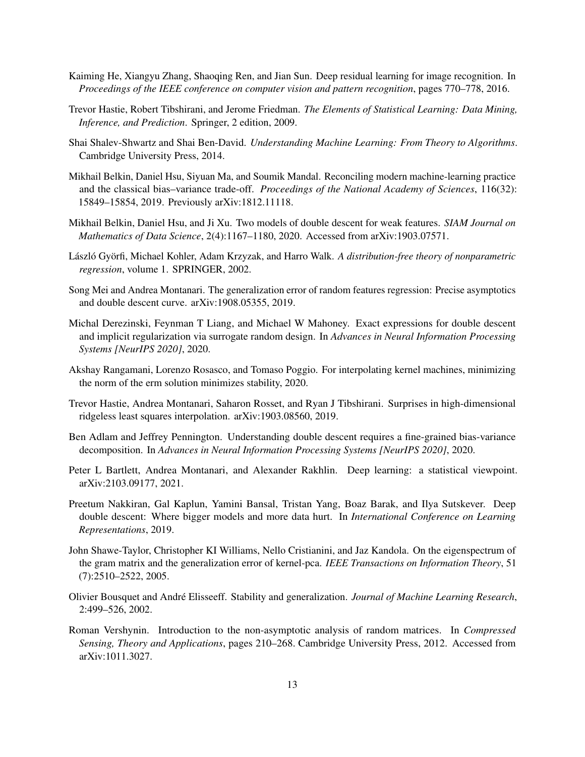Kaiming He, Xiangyu Zhang, Shaoqing Ren, and Jian Sun. Deep residual learning for image recognition. In *Proceedings of the IEEE conference on computer vision and pattern recognition*, pages 770–778, 2016.

Trevor Hastie, Robert Tibshirani, and Jerome Friedman. *The Elements of Statistical Learning: Data Mining, Inference, and Prediction*. Springer, 2 edition, 2009.

Shai Shalev-Shwartz and Shai Ben-David. *Understanding Machine Learning: From Theory to Algorithms*. Cambridge University Press, 2014.

Mikhail Belkin, Daniel Hsu, Siyuan Ma, and Soumik Mandal. Reconciling modern machine-learning practice and the classical bias–variance trade-off. *Proceedings of the National Academy of Sciences*, 116(32): 15849–15854, 2019. Previously arXiv:1812.11118.

Mikhail Belkin, Daniel Hsu, and Ji Xu. Two models of double descent for weak features. *SIAM Journal on Mathematics of Data Science*, 2(4):1167–1180, 2020. Accessed from arXiv:1903.07571.

László Györfi, Michael Kohler, Adam Krzyzak, and Harro Walk. *A distribution-free theory of nonparametric regression*, volume 1. SPRINGER, 2002.

Song Mei and Andrea Montanari. The generalization error of random features regression: Precise asymptotics and double descent curve. arXiv:1908.05355, 2019.

Michal Derezinski, Feynman T Liang, and Michael W Mahoney. Exact expressions for double descent and implicit regularization via surrogate random design. In *Advances in Neural Information Processing Systems [NeurIPS 2020]*, 2020.

Akshay Rangamani, Lorenzo Rosasco, and Tomaso Poggio. For interpolating kernel machines, minimizing the norm of the erm solution minimizes stability, 2020.

Trevor Hastie, Andrea Montanari, Saharon Rosset, and Ryan J Tibshirani. Surprises in high-dimensional ridgeless least squares interpolation. arXiv:1903.08560, 2019.

Ben Adlam and Jeffrey Pennington. Understanding double descent requires a fine-grained bias-variance decomposition. In *Advances in Neural Information Processing Systems [NeurIPS 2020]*, 2020.

Peter L Bartlett, Andrea Montanari, and Alexander Rakhlin. Deep learning: a statistical viewpoint. arXiv:2103.09177, 2021.

Preetum Nakkiran, Gal Kaplun, Yamini Bansal, Tristan Yang, Boaz Barak, and Ilya Sutskever. Deep double descent: Where bigger models and more data hurt. In *International Conference on Learning Representations*, 2019.

John Shawe-Taylor, Christopher KI Williams, Nello Cristianini, and Jaz Kandola. On the eigenspectrum of the gram matrix and the generalization error of kernel-pca. *IEEE Transactions on Information Theory*, 51 (7):2510–2522, 2005.

Olivier Bousquet and André Elisseeff. Stability and generalization. *Journal of Machine Learning Research*, 2:499–526, 2002.

Roman Vershynin. Introduction to the non-asymptotic analysis of random matrices. In *Compressed Sensing, Theory and Applications*, pages 210–268. Cambridge University Press, 2012. Accessed from arXiv:1011.3027.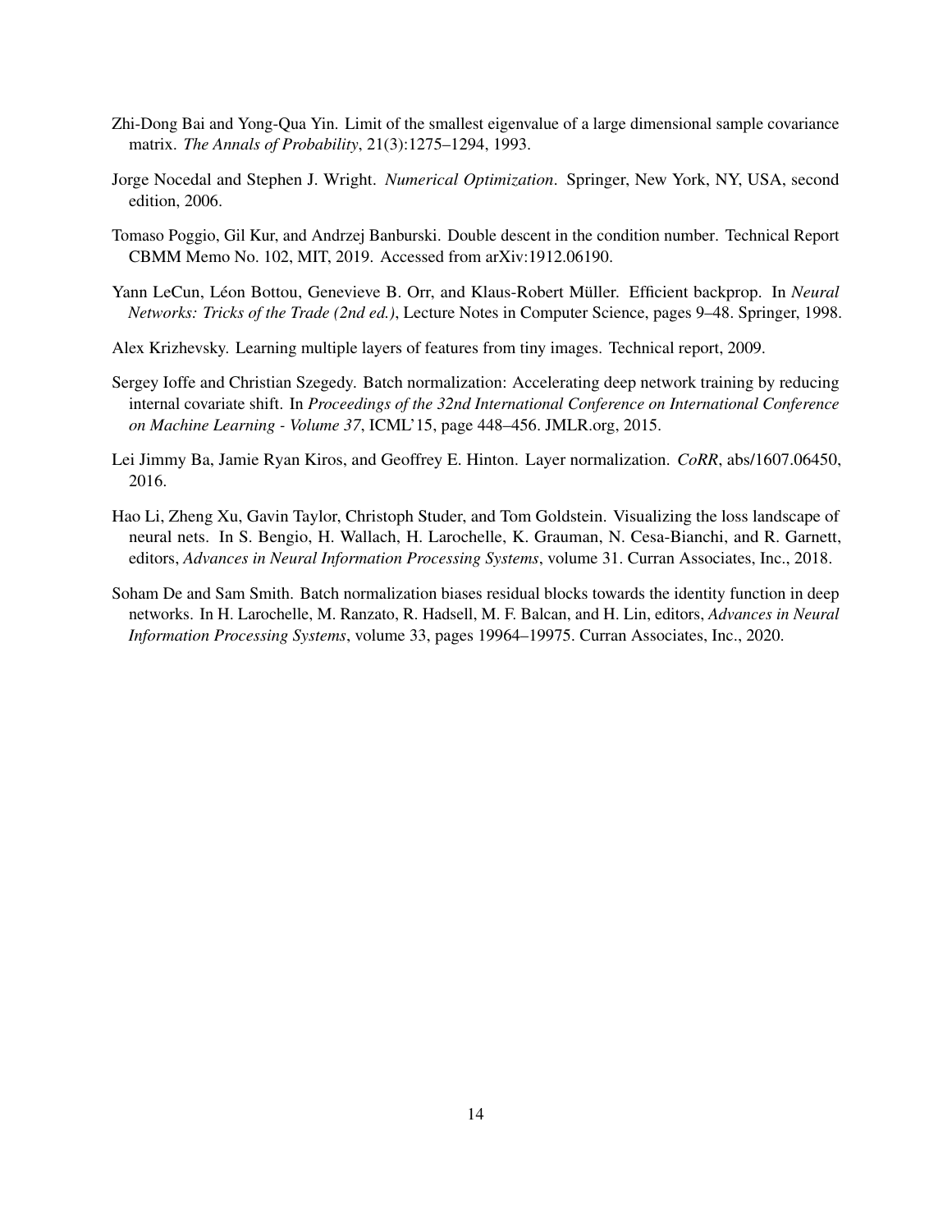Zhi-Dong Bai and Yong-Qua Yin. Limit of the smallest eigenvalue of a large dimensional sample covariance matrix. *The Annals of Probability*, 21(3):1275–1294, 1993.

Jorge Nocedal and Stephen J. Wright. *Numerical Optimization*. Springer, New York, NY, USA, second edition, 2006.

Tomaso Poggio, Gil Kur, and Andrzej Banburski. Double descent in the condition number. Technical Report CBMM Memo No. 102, MIT, 2019. Accessed from arXiv:1912.06190.

Yann LeCun, Léon Bottou, Genevieve B. Orr, and Klaus-Robert Müller. Efficient backprop. In *Neural Networks: Tricks of the Trade (2nd ed.)*, Lecture Notes in Computer Science, pages 9–48. Springer, 1998.

Alex Krizhevsky. Learning multiple layers of features from tiny images. Technical report, 2009.

Sergey Ioffe and Christian Szegedy. Batch normalization: Accelerating deep network training by reducing internal covariate shift. In *Proceedings of the 32nd International Conference on International Conference on Machine Learning - Volume 37*, ICML'15, page 448–456. JMLR.org, 2015.

Lei Jimmy Ba, Jamie Ryan Kiros, and Geoffrey E. Hinton. Layer normalization. *CoRR*, abs/1607.06450, 2016.

Hao Li, Zheng Xu, Gavin Taylor, Christoph Studer, and Tom Goldstein. Visualizing the loss landscape of neural nets. In S. Bengio, H. Wallach, H. Larochelle, K. Grauman, N. Cesa-Bianchi, and R. Garnett, editors, *Advances in Neural Information Processing Systems*, volume 31. Curran Associates, Inc., 2018.

Soham De and Sam Smith. Batch normalization biases residual blocks towards the identity function in deep networks. In H. Larochelle, M. Ranzato, R. Hadsell, M. F. Balcan, and H. Lin, editors, *Advances in Neural Information Processing Systems*, volume 33, pages 19964–19975. Curran Associates, Inc., 2020.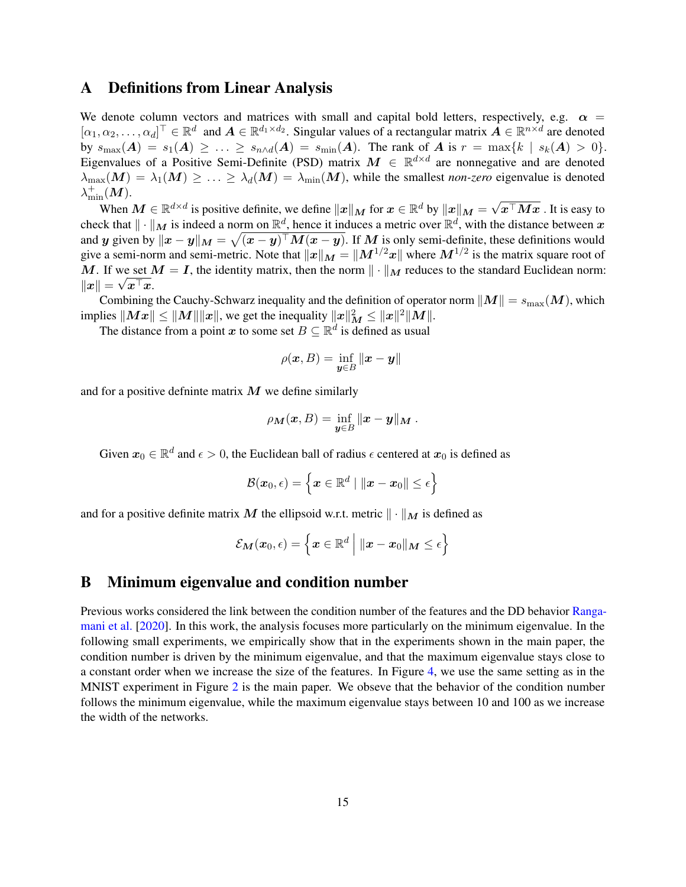# A Definitions from Linear Analysis

We denote column vectors and matrices with small and capital bold letters, respectively, e.g. $\boldsymbol{\alpha} = [\alpha_1, \alpha_2, \ldots, \alpha_d]^\top \in \mathbb{R}^d$ and $\boldsymbol{A} \in \mathbb{R}^{d_1 \times d_2}$. Singular values of a rectangular matrix $\boldsymbol{A} \in \mathbb{R}^{n \times d}$ are denoted by $s_{\max}(\boldsymbol{A}) = s_1(\boldsymbol{A}) \geq \ldots \geq s_{n \wedge d}(\boldsymbol{A}) = s_{\min}(\boldsymbol{A})$. The rank of $\boldsymbol{A}$ is $r = \max\{k \mid s_k(\boldsymbol{A}) > 0\}$. Eigenvalues of a Positive Semi-Definite (PSD) matrix $\boldsymbol{M} \in \mathbb{R}^{d \times d}$ are nonnegative and are denoted $\lambda_{\max}(\boldsymbol{M}) = \lambda_1(\boldsymbol{M}) \geq \ldots \geq \lambda_d(\boldsymbol{M}) = \lambda_{\min}(\boldsymbol{M})$, while the smallest *non-zero* eigenvalue is denoted $\lambda_{\min}^{+}(\boldsymbol{M})$.

When $\boldsymbol{M} \in \mathbb{R}^{d \times d}$ is positive definite, we define $\|\boldsymbol{x}\|_{\boldsymbol{M}}$ for $\boldsymbol{x} \in \mathbb{R}^d$ by $\|\boldsymbol{x}\|_{\boldsymbol{M}} = \sqrt{\boldsymbol{x}^\top \boldsymbol{M} \boldsymbol{x}}$ . It is easy to check that $\|\cdot\|_{\boldsymbol{M}}$ is indeed a norm on $\mathbb{R}^d$, hence it induces a metric over $\mathbb{R}^d$, with the distance between $\boldsymbol{x}$ and $\boldsymbol{y}$ given by $\|\boldsymbol{x} - \boldsymbol{y}\|_{\boldsymbol{M}} = \sqrt{(\boldsymbol{x} - \boldsymbol{y})^\top \boldsymbol{M} (\boldsymbol{x} - \boldsymbol{y})}$. If $\boldsymbol{M}$ is only semi-definite, these definitions would give a semi-norm and semi-metric. Note that $\|\boldsymbol{x}\|_{\boldsymbol{M}} = \|\boldsymbol{M}^{1/2}\boldsymbol{x}\|$ where $\boldsymbol{M}^{1/2}$ is the matrix square root of $\boldsymbol{M}$. If we set $\boldsymbol{M} = \boldsymbol{I}$, the identity matrix, then the norm $\|\cdot\|_{\boldsymbol{M}}$ reduces to the standard Euclidean norm: $\|\boldsymbol{x}\| = \sqrt{\boldsymbol{x}^\top \boldsymbol{x}}$.

Combining the Cauchy-Schwarz inequality and the definition of operator norm $\|\boldsymbol{M}\| = s_{\max}(\boldsymbol{M})$, which implies $\|\boldsymbol{M}\boldsymbol{x}\| \leq \|\boldsymbol{M}\|\|\boldsymbol{x}\|$, we get the inequality $\|\boldsymbol{x}\|_{\boldsymbol{M}}^2 \leq \|\boldsymbol{x}\|^2 \|\boldsymbol{M}\|$.

The distance from a point $\boldsymbol{x}$ to some set $B \subseteq \mathbb{R}^d$ is defined as usual

$$\rho(\boldsymbol{x}, B) = \inf_{\boldsymbol{y} \in B} \|\boldsymbol{x} - \boldsymbol{y}\|$$

and for a positive defninte matrix $\boldsymbol{M}$ we define similarly

$$\rho_{\boldsymbol{M}}(\boldsymbol{x}, B) = \inf_{\boldsymbol{y} \in B} \|\boldsymbol{x} - \boldsymbol{y}\|_{\boldsymbol{M}} .$$

Given $\boldsymbol{x}_0 \in \mathbb{R}^d$ and $\epsilon > 0$, the Euclidean ball of radius $\epsilon$ centered at $\boldsymbol{x}_0$ is defined as

$$\mathcal{B}(\boldsymbol{x}_0, \epsilon) = \left\{ \boldsymbol{x} \in \mathbb{R}^d \mid \|\boldsymbol{x} - \boldsymbol{x}_0\| \leq \epsilon \right\}$$

and for a positive definite matrix $\boldsymbol{M}$ the ellipsoid w.r.t. metric $\|\cdot\|_{\boldsymbol{M}}$ is defined as

$$\mathcal{E}_{\boldsymbol{M}}(\boldsymbol{x}_0, \epsilon) = \left\{ \boldsymbol{x} \in \mathbb{R}^d \,\middle|\, \|\boldsymbol{x} - \boldsymbol{x}_0\|_{\boldsymbol{M}} \leq \epsilon \right\}$$

# B Minimum eigenvalue and condition number

Previous works considered the link between the condition number of the features and the DD behavior Rangamani et al. [2020]. In this work, the analysis focuses more particularly on the minimum eigenvalue. In the following small experiments, we empirically show that in the experiments shown in the main paper, the condition number is driven by the minimum eigenvalue, and that the maximum eigenvalue stays close to a constant order when we increase the size of the features. In Figure 4, we use the same setting as in the MNIST experiment in Figure 2 is the main paper. We obseve that the behavior of the condition number follows the minimum eigenvalue, while the maximum eigenvalue stays between 10 and 100 as we increase the width of the networks.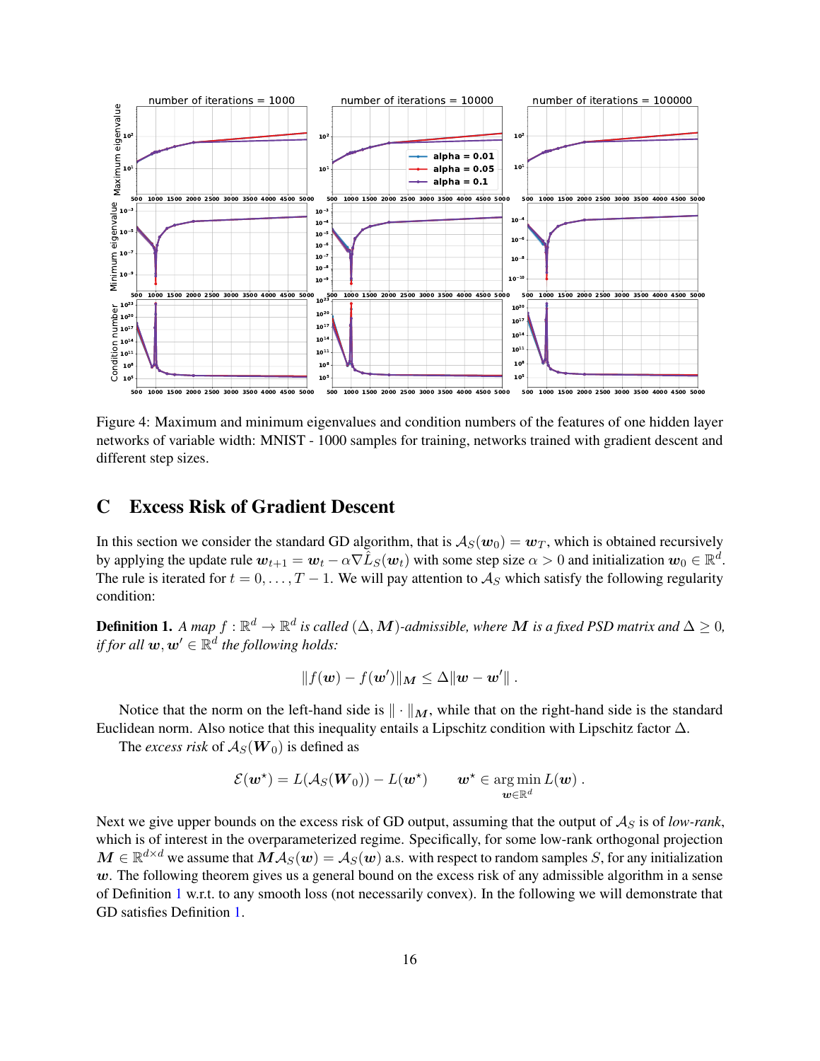Figure 4: Maximum and minimum eigenvalues and condition numbers of the features of one hidden layer networks of variable width: MNIST - 1000 samples for training, networks trained with gradient descent and different step sizes.

## C Excess Risk of Gradient Descent

In this section we consider the standard GD algorithm, that is $\mathcal{A}_S(\boldsymbol{w}_0) = \boldsymbol{w}_T$, which is obtained recursively by applying the update rule $\boldsymbol{w}_{t+1} = \boldsymbol{w}_t - \alpha \nabla \hat{L}_S(\boldsymbol{w}_t)$ with some step size $\alpha > 0$ and initialization $\boldsymbol{w}_0 \in \mathbb{R}^d$. The rule is iterated for $t = 0, \dots, T-1$. We will pay attention to $\mathcal{A}_S$ which satisfy the following regularity condition:

**Definition 1.** *A map $f : \mathbb{R}^d \to \mathbb{R}^d$ is called $(\Delta, \boldsymbol{M})$-admissible, where $\boldsymbol{M}$ is a fixed PSD matrix and $\Delta \geq 0$, if for all $\boldsymbol{w}, \boldsymbol{w}' \in \mathbb{R}^d$ the following holds:*

$$\|f(\boldsymbol{w}) - f(\boldsymbol{w}')\|_{\boldsymbol{M}} \leq \Delta \|\boldsymbol{w} - \boldsymbol{w}'\| \, .$$

Notice that the norm on the left-hand side is $\| \cdot \|_{\boldsymbol{M}}$, while that on the right-hand side is the standard Euclidean norm. Also notice that this inequality entails a Lipschitz condition with Lipschitz factor $\Delta$.

The *excess risk* of $\mathcal{A}_S(\boldsymbol{W}_0)$ is defined as

$$\mathcal{E}(\boldsymbol{w}^\star) = L(\mathcal{A}_S(\boldsymbol{W}_0)) - L(\boldsymbol{w}^\star) \qquad \boldsymbol{w}^\star \in \operatorname*{arg\,min}_{\boldsymbol{w} \in \mathbb{R}^d} L(\boldsymbol{w}) \, .$$

Next we give upper bounds on the excess risk of GD output, assuming that the output of $\mathcal{A}_S$ is of *low-rank*, which is of interest in the overparameterized regime. Specifically, for some low-rank orthogonal projection $\boldsymbol{M} \in \mathbb{R}^{d \times d}$ we assume that $\boldsymbol{M}\mathcal{A}_S(\boldsymbol{w}) = \mathcal{A}_S(\boldsymbol{w})$ a.s. with respect to random samples $S$, for any initialization $\boldsymbol{w}$. The following theorem gives us a general bound on the excess risk of any admissible algorithm in a sense of Definition 1 w.r.t. to any smooth loss (not necessarily convex). In the following we will demonstrate that GD satisfies Definition 1.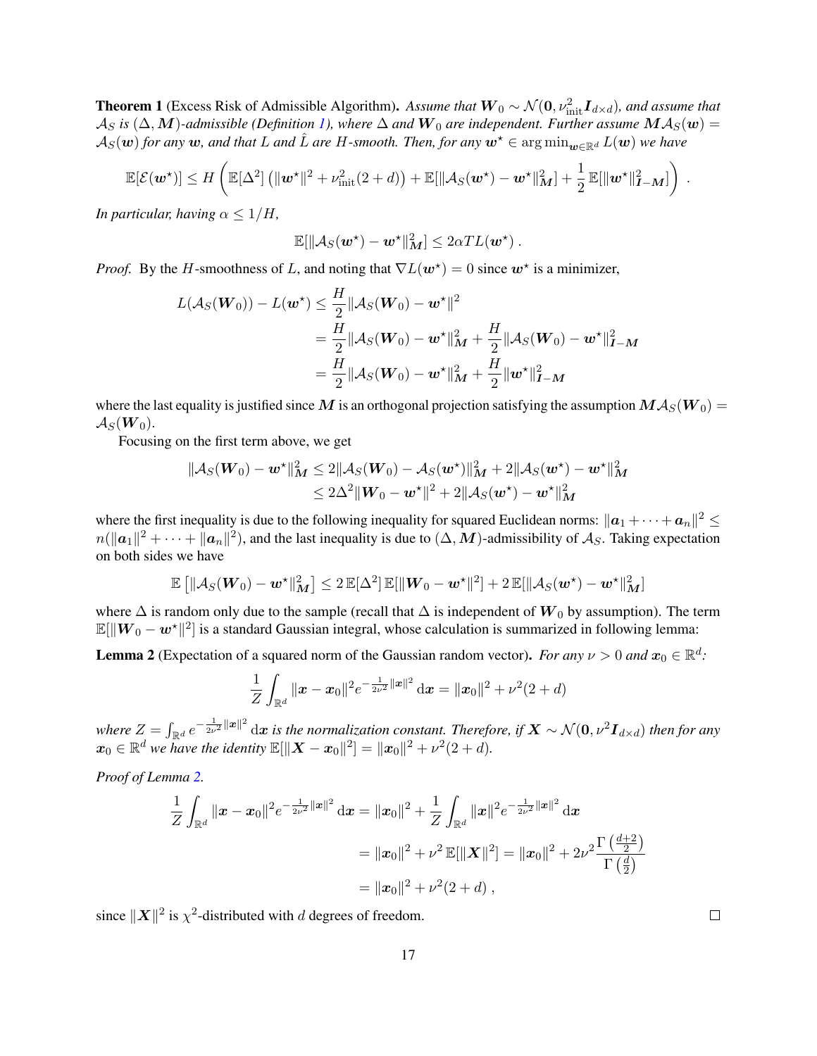**Theorem 1** (Excess Risk of Admissible Algorithm)**.** *Assume that $\boldsymbol{W}_0 \sim \mathcal{N}(\boldsymbol{0}, \nu_{\text{init}}^2 \boldsymbol{I}_{d\times d})$, and assume that $\mathcal{A}_S$ is $(\Delta, \boldsymbol{M})$-admissible (Definition 1), where $\Delta$ and $\boldsymbol{W}_0$ are independent. Further assume $\boldsymbol{M}\mathcal{A}_S(\boldsymbol{w}) = \mathcal{A}_S(\boldsymbol{w})$ for any $\boldsymbol{w}$, and that $L$ and $\hat{L}$ are $H$-smooth. Then, for any $\boldsymbol{w}^\star \in \arg\min_{\boldsymbol{w}\in\mathbb{R}^d} L(\boldsymbol{w})$ we have*

$$\mathbb{E}[\mathcal{E}(\boldsymbol{w}^\star)] \leq H\left(\mathbb{E}[\Delta^2]\left(\|\boldsymbol{w}^\star\|^2 + \nu_{\text{init}}^2(2+d)\right) + \mathbb{E}[\|\mathcal{A}_S(\boldsymbol{w}^\star) - \boldsymbol{w}^\star\|_{\boldsymbol{M}}^2] + \frac{1}{2}\,\mathbb{E}[\|\boldsymbol{w}^\star\|_{\boldsymbol{I}-\boldsymbol{M}}^2]\right).$$

*In particular, having $\alpha \leq 1/H$,*

$$\mathbb{E}[\|\mathcal{A}_S(\boldsymbol{w}^\star) - \boldsymbol{w}^\star\|_{\boldsymbol{M}}^2] \leq 2\alpha T L(\boldsymbol{w}^\star).$$

*Proof.* By the $H$-smoothness of $L$, and noting that $\nabla L(\boldsymbol{w}^\star) = 0$ since $\boldsymbol{w}^\star$ is a minimizer,

$$\begin{aligned}
L(\mathcal{A}_S(\boldsymbol{W}_0)) - L(\boldsymbol{w}^\star) &\leq \frac{H}{2}\|\mathcal{A}_S(\boldsymbol{W}_0) - \boldsymbol{w}^\star\|^2 \\
&= \frac{H}{2}\|\mathcal{A}_S(\boldsymbol{W}_0) - \boldsymbol{w}^\star\|_{\boldsymbol{M}}^2 + \frac{H}{2}\|\mathcal{A}_S(\boldsymbol{W}_0) - \boldsymbol{w}^\star\|_{\boldsymbol{I}-\boldsymbol{M}}^2 \\
&= \frac{H}{2}\|\mathcal{A}_S(\boldsymbol{W}_0) - \boldsymbol{w}^\star\|_{\boldsymbol{M}}^2 + \frac{H}{2}\|\boldsymbol{w}^\star\|_{\boldsymbol{I}-\boldsymbol{M}}^2
\end{aligned}$$

where the last equality is justified since $\boldsymbol{M}$ is an orthogonal projection satisfying the assumption $\boldsymbol{M}\mathcal{A}_S(\boldsymbol{W}_0) = \mathcal{A}_S(\boldsymbol{W}_0)$.

Focusing on the first term above, we get

$$\begin{aligned}
\|\mathcal{A}_S(\boldsymbol{W}_0) - \boldsymbol{w}^\star\|_{\boldsymbol{M}}^2 &\leq 2\|\mathcal{A}_S(\boldsymbol{W}_0) - \mathcal{A}_S(\boldsymbol{w}^\star)\|_{\boldsymbol{M}}^2 + 2\|\mathcal{A}_S(\boldsymbol{w}^\star) - \boldsymbol{w}^\star\|_{\boldsymbol{M}}^2 \\
&\leq 2\Delta^2\|\boldsymbol{W}_0 - \boldsymbol{w}^\star\|^2 + 2\|\mathcal{A}_S(\boldsymbol{w}^\star) - \boldsymbol{w}^\star\|_{\boldsymbol{M}}^2
\end{aligned}$$

where the first inequality is due to the following inequality for squared Euclidean norms: $\|\boldsymbol{a}_1 + \cdots + \boldsymbol{a}_n\|^2 \leq n(\|\boldsymbol{a}_1\|^2 + \cdots + \|\boldsymbol{a}_n\|^2)$, and the last inequality is due to $(\Delta, \boldsymbol{M})$-admissibility of $\mathcal{A}_S$. Taking expectation on both sides we have

$$\mathbb{E}\left[\|\mathcal{A}_S(\boldsymbol{W}_0) - \boldsymbol{w}^\star\|_{\boldsymbol{M}}^2\right] \leq 2\,\mathbb{E}[\Delta^2]\,\mathbb{E}[\|\boldsymbol{W}_0 - \boldsymbol{w}^\star\|^2] + 2\,\mathbb{E}[\|\mathcal{A}_S(\boldsymbol{w}^\star) - \boldsymbol{w}^\star\|_{\boldsymbol{M}}^2]$$

where $\Delta$ is random only due to the sample (recall that $\Delta$ is independent of $\boldsymbol{W}_0$ by assumption). The term $\mathbb{E}[\|\boldsymbol{W}_0 - \boldsymbol{w}^\star\|^2]$ is a standard Gaussian integral, whose calculation is summarized in following lemma:

**Lemma 2** (Expectation of a squared norm of the Gaussian random vector)**.** *For any $\nu > 0$ and $\boldsymbol{x}_0 \in \mathbb{R}^d$:*

$$\frac{1}{Z}\int_{\mathbb{R}^d} \|\boldsymbol{x} - \boldsymbol{x}_0\|^2 e^{-\frac{1}{2\nu^2}\|\boldsymbol{x}\|^2}\,\mathrm{d}\boldsymbol{x} = \|\boldsymbol{x}_0\|^2 + \nu^2(2+d)$$

*where $Z = \int_{\mathbb{R}^d} e^{-\frac{1}{2\nu^2}\|\boldsymbol{x}\|^2}\,\mathrm{d}\boldsymbol{x}$ is the normalization constant. Therefore, if $\boldsymbol{X} \sim \mathcal{N}(\boldsymbol{0}, \nu^2 \boldsymbol{I}_{d\times d})$ then for any $\boldsymbol{x}_0 \in \mathbb{R}^d$ we have the identity $\mathbb{E}[\|\boldsymbol{X} - \boldsymbol{x}_0\|^2] = \|\boldsymbol{x}_0\|^2 + \nu^2(2+d)$.*

*Proof of Lemma 2.*

$$\begin{aligned}
\frac{1}{Z}\int_{\mathbb{R}^d} \|\boldsymbol{x} - \boldsymbol{x}_0\|^2 e^{-\frac{1}{2\nu^2}\|\boldsymbol{x}\|^2}\,\mathrm{d}\boldsymbol{x} &= \|\boldsymbol{x}_0\|^2 + \frac{1}{Z}\int_{\mathbb{R}^d} \|\boldsymbol{x}\|^2 e^{-\frac{1}{2\nu^2}\|\boldsymbol{x}\|^2}\,\mathrm{d}\boldsymbol{x} \\
&= \|\boldsymbol{x}_0\|^2 + \nu^2\,\mathbb{E}[\|\boldsymbol{X}\|^2] = \|\boldsymbol{x}_0\|^2 + 2\nu^2\frac{\Gamma\left(\frac{d+2}{2}\right)}{\Gamma\left(\frac{d}{2}\right)} \\
&= \|\boldsymbol{x}_0\|^2 + \nu^2(2+d),
\end{aligned}$$

since $\|\boldsymbol{X}\|^2$ is $\chi^2$-distributed with $d$ degrees of freedom. ∎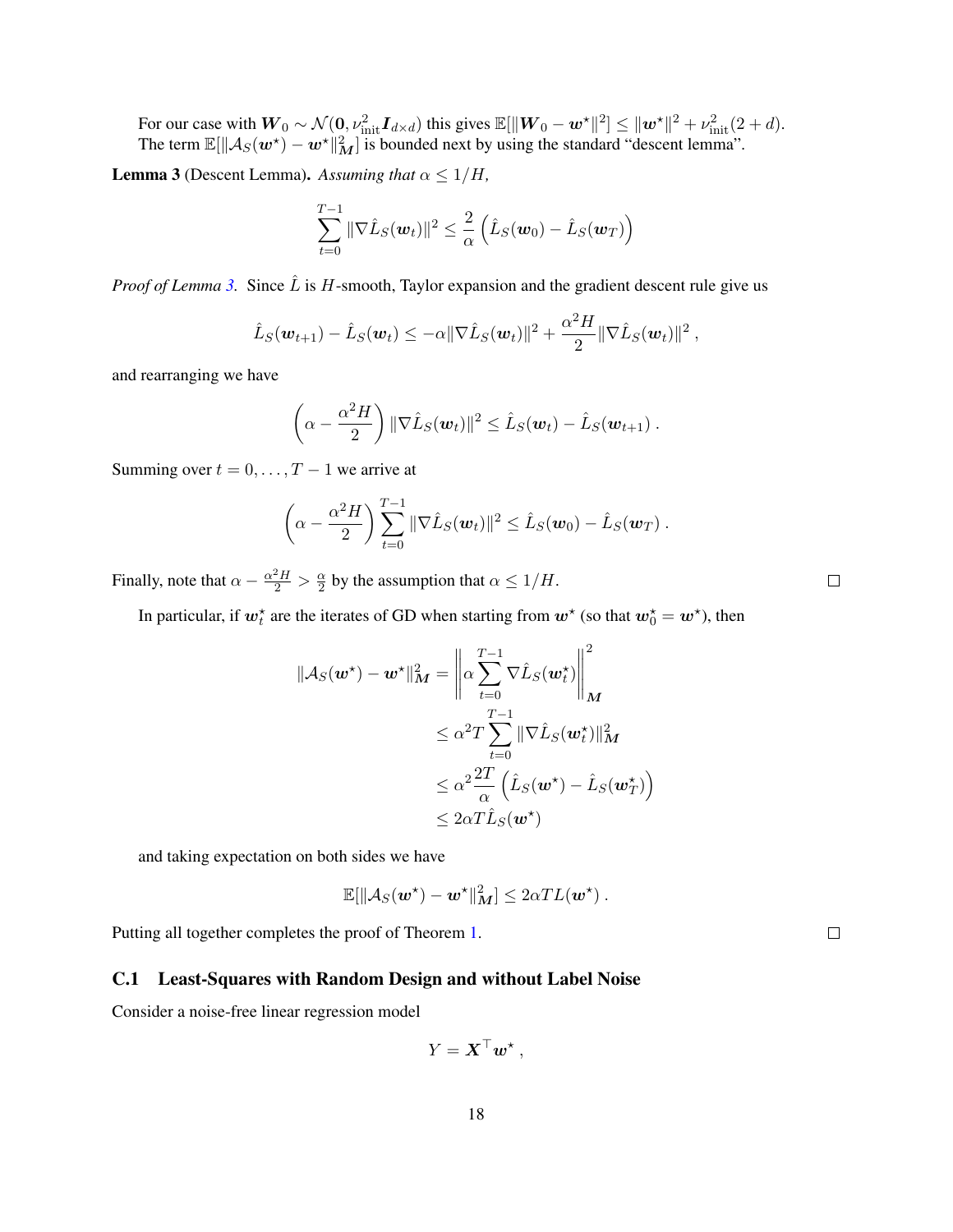For our case with $\boldsymbol{W}_0 \sim \mathcal{N}(\mathbf{0}, \nu_{\text{init}}^2 \boldsymbol{I}_{d\times d})$ this gives $\mathbb{E}[\|\boldsymbol{W}_0 - \boldsymbol{w}^\star\|^2] \leq \|\boldsymbol{w}^\star\|^2 + \nu_{\text{init}}^2(2+d)$.
The term $\mathbb{E}[\|\mathcal{A}_S(\boldsymbol{w}^\star) - \boldsymbol{w}^\star\|_{\boldsymbol{M}}^2]$ is bounded next by using the standard "descent lemma".

**Lemma 3** (Descent Lemma). *Assuming that $\alpha \leq 1/H$,*

$$\sum_{t=0}^{T-1} \|\nabla \hat{L}_S(\boldsymbol{w}_t)\|^2 \leq \frac{2}{\alpha}\left(\hat{L}_S(\boldsymbol{w}_0) - \hat{L}_S(\boldsymbol{w}_T)\right)$$

*Proof of Lemma 3.* Since $\hat{L}$ is $H$-smooth, Taylor expansion and the gradient descent rule give us

$$\hat{L}_S(\boldsymbol{w}_{t+1}) - \hat{L}_S(\boldsymbol{w}_t) \leq -\alpha\|\nabla \hat{L}_S(\boldsymbol{w}_t)\|^2 + \frac{\alpha^2 H}{2}\|\nabla \hat{L}_S(\boldsymbol{w}_t)\|^2 ,$$

and rearranging we have

$$\left(\alpha - \frac{\alpha^2 H}{2}\right)\|\nabla \hat{L}_S(\boldsymbol{w}_t)\|^2 \leq \hat{L}_S(\boldsymbol{w}_t) - \hat{L}_S(\boldsymbol{w}_{t+1}) .$$

Summing over $t = 0, \dots, T-1$ we arrive at

$$\left(\alpha - \frac{\alpha^2 H}{2}\right)\sum_{t=0}^{T-1}\|\nabla \hat{L}_S(\boldsymbol{w}_t)\|^2 \leq \hat{L}_S(\boldsymbol{w}_0) - \hat{L}_S(\boldsymbol{w}_T) .$$

Finally, note that $\alpha - \frac{\alpha^2 H}{2} > \frac{\alpha}{2}$ by the assumption that $\alpha \leq 1/H$. □

In particular, if $\boldsymbol{w}_t^\star$ are the iterates of GD when starting from $\boldsymbol{w}^\star$ (so that $\boldsymbol{w}_0^\star = \boldsymbol{w}^\star$), then

$$\begin{aligned}
\|\mathcal{A}_S(\boldsymbol{w}^\star) - \boldsymbol{w}^\star\|_{\boldsymbol{M}}^2 &= \left\|\alpha\sum_{t=0}^{T-1}\nabla \hat{L}_S(\boldsymbol{w}_t^\star)\right\|_{\boldsymbol{M}}^2 \\
&\leq \alpha^2 T \sum_{t=0}^{T-1}\|\nabla \hat{L}_S(\boldsymbol{w}_t^\star)\|_{\boldsymbol{M}}^2 \\
&\leq \alpha^2 \frac{2T}{\alpha}\left(\hat{L}_S(\boldsymbol{w}^\star) - \hat{L}_S(\boldsymbol{w}_T^\star)\right) \\
&\leq 2\alpha T \hat{L}_S(\boldsymbol{w}^\star)
\end{aligned}$$

and taking expectation on both sides we have

$$\mathbb{E}[\|\mathcal{A}_S(\boldsymbol{w}^\star) - \boldsymbol{w}^\star\|_{\boldsymbol{M}}^2] \leq 2\alpha T L(\boldsymbol{w}^\star) .$$

Putting all together completes the proof of Theorem 1. □

### C.1 Least-Squares with Random Design and without Label Noise

Consider a noise-free linear regression model

$$Y = \boldsymbol{X}^\top \boldsymbol{w}^\star ,$$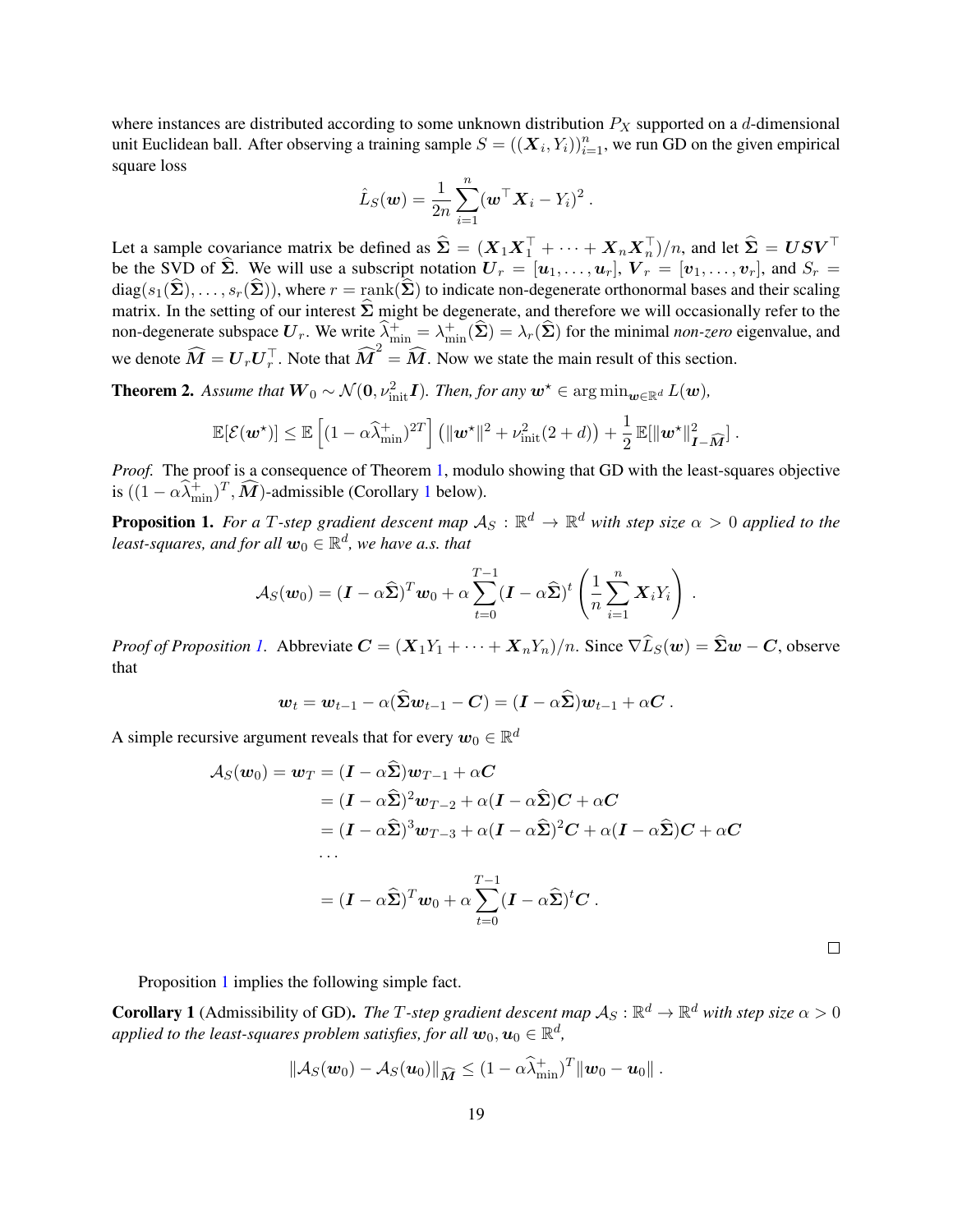where instances are distributed according to some unknown distribution $P_X$ supported on a $d$-dimensional unit Euclidean ball. After observing a training sample $S = ((\boldsymbol{X}_i, Y_i))_{i=1}^n$, we run GD on the given empirical square loss

$$\hat{L}_S(\boldsymbol{w}) = \frac{1}{2n} \sum_{i=1}^n (\boldsymbol{w}^\top \boldsymbol{X}_i - Y_i)^2 .$$

Let a sample covariance matrix be defined as $\widehat{\boldsymbol{\Sigma}} = (\boldsymbol{X}_1 \boldsymbol{X}_1^\top + \cdots + \boldsymbol{X}_n \boldsymbol{X}_n^\top)/n$, and let $\widehat{\boldsymbol{\Sigma}} = \boldsymbol{U}\boldsymbol{S}\boldsymbol{V}^\top$ be the SVD of $\widehat{\boldsymbol{\Sigma}}$. We will use a subscript notation $\boldsymbol{U}_r = [\boldsymbol{u}_1, \ldots, \boldsymbol{u}_r]$, $\boldsymbol{V}_r = [\boldsymbol{v}_1, \ldots, \boldsymbol{v}_r]$, and $S_r = \operatorname{diag}(s_1(\widehat{\boldsymbol{\Sigma}}), \ldots, s_r(\widehat{\boldsymbol{\Sigma}}))$, where $r = \operatorname{rank}(\widehat{\boldsymbol{\Sigma}})$ to indicate non-degenerate orthonormal bases and their scaling matrix. In the setting of our interest $\widehat{\boldsymbol{\Sigma}}$ might be degenerate, and therefore we will occasionally refer to the non-degenerate subspace $\boldsymbol{U}_r$. We write $\widehat{\lambda}_{\min}^+ = \lambda_{\min}^+(\widehat{\boldsymbol{\Sigma}}) = \lambda_r(\widehat{\boldsymbol{\Sigma}})$ for the minimal *non-zero* eigenvalue, and we denote $\widehat{\boldsymbol{M}} = \boldsymbol{U}_r \boldsymbol{U}_r^\top$. Note that $\widehat{\boldsymbol{M}}^2 = \widehat{\boldsymbol{M}}$. Now we state the main result of this section.

**Theorem 2.** *Assume that $\boldsymbol{W}_0 \sim \mathcal{N}(\boldsymbol{0}, \nu_{\text{init}}^2 \boldsymbol{I})$. Then, for any $\boldsymbol{w}^\star \in \arg\min_{\boldsymbol{w} \in \mathbb{R}^d} L(\boldsymbol{w})$,*

$$\mathbb{E}[\mathcal{E}(\boldsymbol{w}^\star)] \le \mathbb{E}\left[(1 - \alpha \widehat{\lambda}_{\min}^+)^{2T}\right] \left(\|\boldsymbol{w}^\star\|^2 + \nu_{\text{init}}^2 (2 + d)\right) + \frac{1}{2} \mathbb{E}[\|\boldsymbol{w}^\star\|_{\boldsymbol{I} - \widehat{\boldsymbol{M}}}^2] .$$

*Proof.* The proof is a consequence of Theorem 1, modulo showing that GD with the least-squares objective is $((1 - \alpha \widehat{\lambda}_{\min}^+)^T, \widehat{\boldsymbol{M}})$-admissible (Corollary 1 below).

**Proposition 1.** *For a $T$-step gradient descent map $\mathcal{A}_S : \mathbb{R}^d \to \mathbb{R}^d$ with step size $\alpha > 0$ applied to the least-squares, and for all $\boldsymbol{w}_0 \in \mathbb{R}^d$, we have a.s. that*

$$\mathcal{A}_S(\boldsymbol{w}_0) = (\boldsymbol{I} - \alpha \widehat{\boldsymbol{\Sigma}})^T \boldsymbol{w}_0 + \alpha \sum_{t=0}^{T-1} (\boldsymbol{I} - \alpha \widehat{\boldsymbol{\Sigma}})^t \left( \frac{1}{n} \sum_{i=1}^n \boldsymbol{X}_i Y_i \right) .$$

*Proof of Proposition 1.* Abbreviate $\boldsymbol{C} = (\boldsymbol{X}_1 Y_1 + \cdots + \boldsymbol{X}_n Y_n)/n$. Since $\nabla \widehat{L}_S(\boldsymbol{w}) = \widehat{\boldsymbol{\Sigma}} \boldsymbol{w} - \boldsymbol{C}$, observe that

$$\boldsymbol{w}_t = \boldsymbol{w}_{t-1} - \alpha(\widehat{\boldsymbol{\Sigma}} \boldsymbol{w}_{t-1} - \boldsymbol{C}) = (\boldsymbol{I} - \alpha \widehat{\boldsymbol{\Sigma}}) \boldsymbol{w}_{t-1} + \alpha \boldsymbol{C} .$$

A simple recursive argument reveals that for every $\boldsymbol{w}_0 \in \mathbb{R}^d$

$$\begin{aligned}
\mathcal{A}_S(\boldsymbol{w}_0) = \boldsymbol{w}_T &= (\boldsymbol{I} - \alpha \widehat{\boldsymbol{\Sigma}}) \boldsymbol{w}_{T-1} + \alpha \boldsymbol{C} \\
&= (\boldsymbol{I} - \alpha \widehat{\boldsymbol{\Sigma}})^2 \boldsymbol{w}_{T-2} + \alpha (\boldsymbol{I} - \alpha \widehat{\boldsymbol{\Sigma}}) \boldsymbol{C} + \alpha \boldsymbol{C} \\
&= (\boldsymbol{I} - \alpha \widehat{\boldsymbol{\Sigma}})^3 \boldsymbol{w}_{T-3} + \alpha (\boldsymbol{I} - \alpha \widehat{\boldsymbol{\Sigma}})^2 \boldsymbol{C} + \alpha (\boldsymbol{I} - \alpha \widehat{\boldsymbol{\Sigma}}) \boldsymbol{C} + \alpha \boldsymbol{C} \\
&\ldots \\
&= (\boldsymbol{I} - \alpha \widehat{\boldsymbol{\Sigma}})^T \boldsymbol{w}_0 + \alpha \sum_{t=0}^{T-1} (\boldsymbol{I} - \alpha \widehat{\boldsymbol{\Sigma}})^t \boldsymbol{C} .
\end{aligned}$$

□

Proposition 1 implies the following simple fact.

**Corollary 1** (Admissibility of GD)**.** *The $T$-step gradient descent map $\mathcal{A}_S : \mathbb{R}^d \to \mathbb{R}^d$ with step size $\alpha > 0$ applied to the least-squares problem satisfies, for all $\boldsymbol{w}_0, \boldsymbol{u}_0 \in \mathbb{R}^d$,*

$$\|\mathcal{A}_S(\boldsymbol{w}_0) - \mathcal{A}_S(\boldsymbol{u}_0)\|_{\widehat{\boldsymbol{M}}} \le (1 - \alpha \widehat{\lambda}_{\min}^+)^T \|\boldsymbol{w}_0 - \boldsymbol{u}_0\| .$$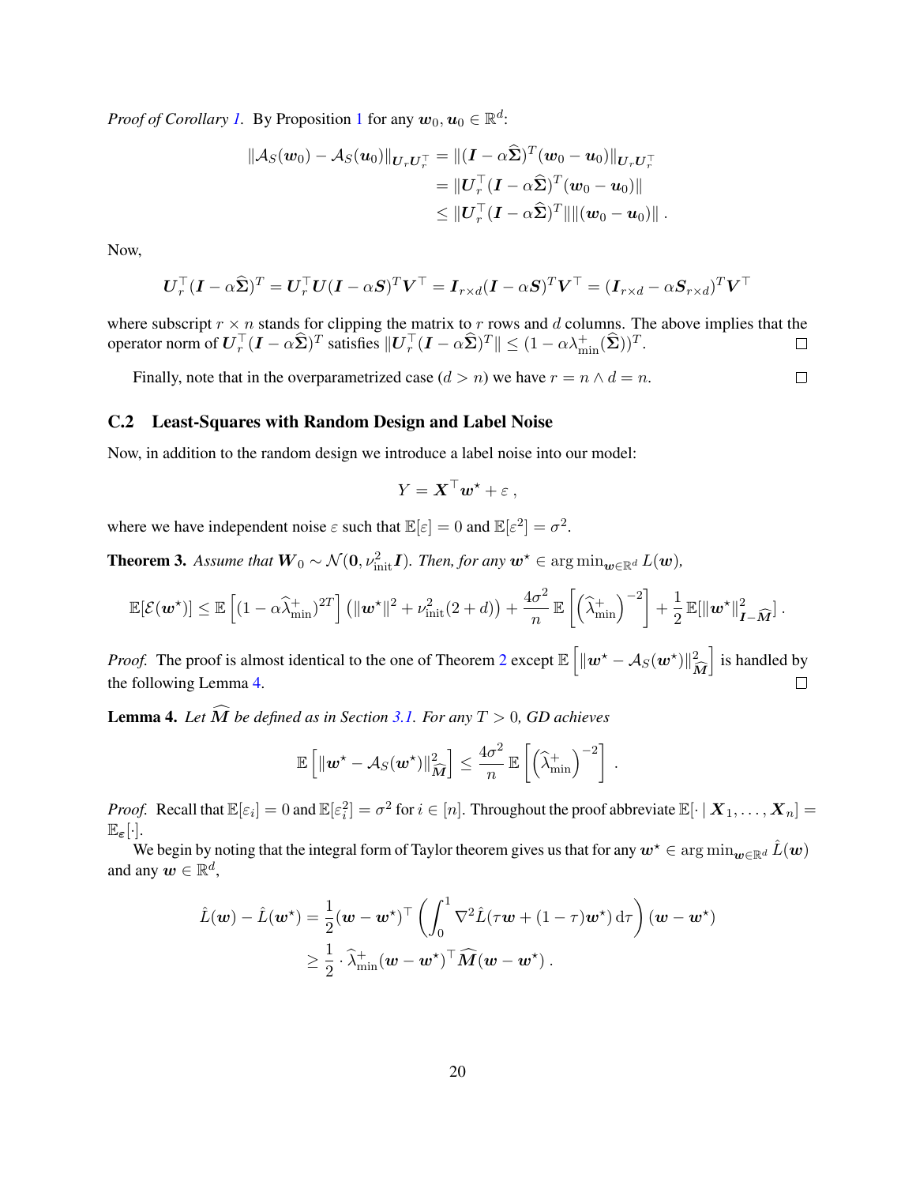*Proof of Corollary 1.* By Proposition 1 for any $\boldsymbol{w}_0, \boldsymbol{u}_0 \in \mathbb{R}^d$:

$$
\begin{aligned}
\|\mathcal{A}_S(\boldsymbol{w}_0) - \mathcal{A}_S(\boldsymbol{u}_0)\|_{\boldsymbol{U}_r \boldsymbol{U}_r^\top} &= \|(\boldsymbol{I} - \alpha \widehat{\boldsymbol{\Sigma}})^T (\boldsymbol{w}_0 - \boldsymbol{u}_0)\|_{\boldsymbol{U}_r \boldsymbol{U}_r^\top} \\
&= \|\boldsymbol{U}_r^\top (\boldsymbol{I} - \alpha \widehat{\boldsymbol{\Sigma}})^T (\boldsymbol{w}_0 - \boldsymbol{u}_0)\| \\
&\leq \|\boldsymbol{U}_r^\top (\boldsymbol{I} - \alpha \widehat{\boldsymbol{\Sigma}})^T\| \|(\boldsymbol{w}_0 - \boldsymbol{u}_0)\| \, .
\end{aligned}
$$

Now,

$$
\boldsymbol{U}_r^\top (\boldsymbol{I} - \alpha \widehat{\boldsymbol{\Sigma}})^T = \boldsymbol{U}_r^\top \boldsymbol{U} (\boldsymbol{I} - \alpha \boldsymbol{S})^T \boldsymbol{V}^\top = \boldsymbol{I}_{r \times d} (\boldsymbol{I} - \alpha \boldsymbol{S})^T \boldsymbol{V}^\top = (\boldsymbol{I}_{r \times d} - \alpha \boldsymbol{S}_{r \times d})^T \boldsymbol{V}^\top
$$

where subscript $r \times n$ stands for clipping the matrix to $r$ rows and $d$ columns. The above implies that the operator norm of $\boldsymbol{U}_r^\top (\boldsymbol{I} - \alpha \widehat{\boldsymbol{\Sigma}})^T$ satisfies $\|\boldsymbol{U}_r^\top (\boldsymbol{I} - \alpha \widehat{\boldsymbol{\Sigma}})^T\| \leq (1 - \alpha \lambda_{\min}^+(\widehat{\boldsymbol{\Sigma}}))^T$. □

Finally, note that in the overparametrized case ($d > n$) we have $r = n \wedge d = n$. □

## C.2 Least-Squares with Random Design and Label Noise

Now, in addition to the random design we introduce a label noise into our model:

$$
Y = \boldsymbol{X}^\top \boldsymbol{w}^\star + \varepsilon \, ,
$$

where we have independent noise $\varepsilon$ such that $\mathbb{E}[\varepsilon] = 0$ and $\mathbb{E}[\varepsilon^2] = \sigma^2$.

**Theorem 3.** *Assume that $\boldsymbol{W}_0 \sim \mathcal{N}(\boldsymbol{0}, \nu_{\text{init}}^2 \boldsymbol{I})$. Then, for any $\boldsymbol{w}^\star \in \arg\min_{\boldsymbol{w} \in \mathbb{R}^d} L(\boldsymbol{w})$,*

$$
\mathbb{E}[\mathcal{E}(\boldsymbol{w}^\star)] \leq \mathbb{E}\left[(1 - \alpha \widehat{\lambda}_{\min}^+)^{2T}\right] \left(\|\boldsymbol{w}^\star\|^2 + \nu_{\text{init}}^2 (2 + d)\right) + \frac{4\sigma^2}{n} \mathbb{E}\left[\left(\widehat{\lambda}_{\min}^+\right)^{-2}\right] + \frac{1}{2} \mathbb{E}[\|\boldsymbol{w}^\star\|_{\boldsymbol{I} - \widehat{\boldsymbol{M}}}^2] \, .
$$

*Proof.* The proof is almost identical to the one of Theorem 2 except $\mathbb{E}\left[\|\boldsymbol{w}^\star - \mathcal{A}_S(\boldsymbol{w}^\star)\|_{\widehat{\boldsymbol{M}}}^2\right]$ is handled by the following Lemma 4. □

**Lemma 4.** *Let $\widehat{\boldsymbol{M}}$ be defined as in Section 3.1. For any $T > 0$, GD achieves*

$$
\mathbb{E}\left[\|\boldsymbol{w}^\star - \mathcal{A}_S(\boldsymbol{w}^\star)\|_{\widehat{\boldsymbol{M}}}^2\right] \leq \frac{4\sigma^2}{n} \mathbb{E}\left[\left(\widehat{\lambda}_{\min}^+\right)^{-2}\right] \, .
$$

*Proof.* Recall that $\mathbb{E}[\varepsilon_i] = 0$ and $\mathbb{E}[\varepsilon_i^2] = \sigma^2$ for $i \in [n]$. Throughout the proof abbreviate $\mathbb{E}[\cdot \mid \boldsymbol{X}_1, \ldots, \boldsymbol{X}_n] = \mathbb{E}_{\boldsymbol{\varepsilon}}[\cdot]$.

We begin by noting that the integral form of Taylor theorem gives us that for any $\boldsymbol{w}^\star \in \arg\min_{\boldsymbol{w} \in \mathbb{R}^d} \hat{L}(\boldsymbol{w})$ and any $\boldsymbol{w} \in \mathbb{R}^d$,

$$
\begin{aligned}
\hat{L}(\boldsymbol{w}) - \hat{L}(\boldsymbol{w}^\star) &= \frac{1}{2} (\boldsymbol{w} - \boldsymbol{w}^\star)^\top \left( \int_0^1 \nabla^2 \hat{L}(\tau \boldsymbol{w} + (1 - \tau) \boldsymbol{w}^\star) \, \mathrm{d}\tau \right) (\boldsymbol{w} - \boldsymbol{w}^\star) \\
&\geq \frac{1}{2} \cdot \widehat{\lambda}_{\min}^+ (\boldsymbol{w} - \boldsymbol{w}^\star)^\top \widehat{\boldsymbol{M}} (\boldsymbol{w} - \boldsymbol{w}^\star) \, .
\end{aligned}
$$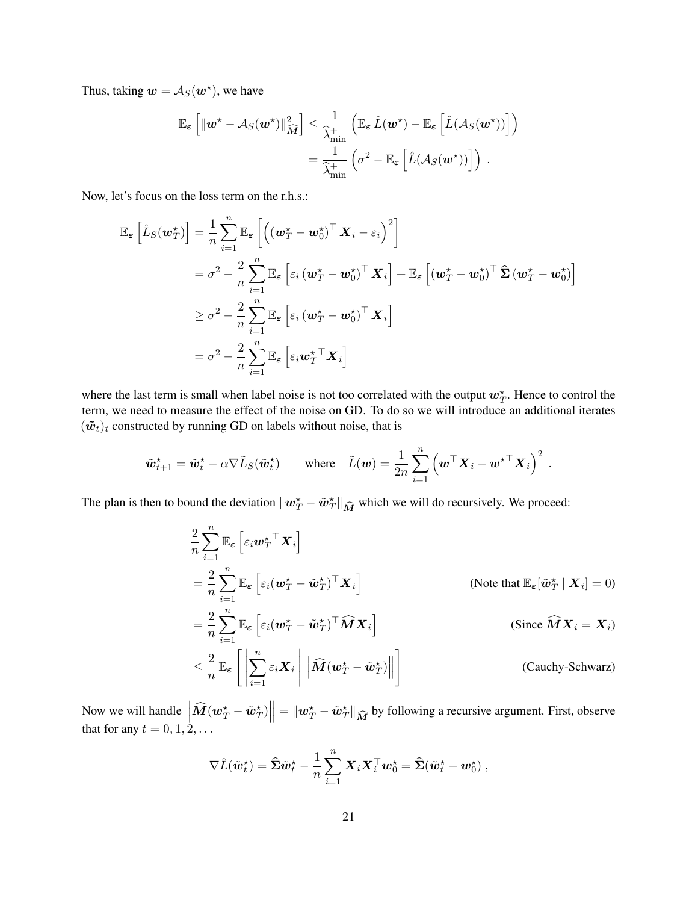Thus, taking $\boldsymbol{w} = \mathcal{A}_S(\boldsymbol{w}^\star)$, we have

$$
\begin{aligned}
\mathbb{E}_{\boldsymbol{\varepsilon}}\left[\|\boldsymbol{w}^\star - \mathcal{A}_S(\boldsymbol{w}^\star)\|_{\widehat{\boldsymbol{M}}}^2\right] &\leq \frac{1}{\widehat{\lambda}_{\min}^+}\left(\mathbb{E}_{\boldsymbol{\varepsilon}}\,\hat{L}(\boldsymbol{w}^\star) - \mathbb{E}_{\boldsymbol{\varepsilon}}\left[\hat{L}(\mathcal{A}_S(\boldsymbol{w}^\star))\right]\right) \\
&= \frac{1}{\widehat{\lambda}_{\min}^+}\left(\sigma^2 - \mathbb{E}_{\boldsymbol{\varepsilon}}\left[\hat{L}(\mathcal{A}_S(\boldsymbol{w}^\star))\right]\right)\,.
\end{aligned}
$$

Now, let's focus on the loss term on the r.h.s.:

$$
\begin{aligned}
\mathbb{E}_{\boldsymbol{\varepsilon}}\left[\hat{L}_S(\boldsymbol{w}_T^\star)\right] &= \frac{1}{n}\sum_{i=1}^n \mathbb{E}_{\boldsymbol{\varepsilon}}\left[\left(\left(\boldsymbol{w}_T^\star - \boldsymbol{w}_0^\star\right)^\top \boldsymbol{X}_i - \varepsilon_i\right)^2\right] \\
&= \sigma^2 - \frac{2}{n}\sum_{i=1}^n \mathbb{E}_{\boldsymbol{\varepsilon}}\left[\varepsilon_i\left(\boldsymbol{w}_T^\star - \boldsymbol{w}_0^\star\right)^\top \boldsymbol{X}_i\right] + \mathbb{E}_{\boldsymbol{\varepsilon}}\left[\left(\boldsymbol{w}_T^\star - \boldsymbol{w}_0^\star\right)^\top \widehat{\boldsymbol{\Sigma}}\left(\boldsymbol{w}_T^\star - \boldsymbol{w}_0^\star\right)\right] \\
&\geq \sigma^2 - \frac{2}{n}\sum_{i=1}^n \mathbb{E}_{\boldsymbol{\varepsilon}}\left[\varepsilon_i\left(\boldsymbol{w}_T^\star - \boldsymbol{w}_0^\star\right)^\top \boldsymbol{X}_i\right] \\
&= \sigma^2 - \frac{2}{n}\sum_{i=1}^n \mathbb{E}_{\boldsymbol{\varepsilon}}\left[\varepsilon_i {\boldsymbol{w}_T^\star}^\top \boldsymbol{X}_i\right]
\end{aligned}
$$

where the last term is small when label noise is not too correlated with the output $\boldsymbol{w}_T^\star$. Hence to control the term, we need to measure the effect of the noise on GD. To do so we will introduce an additional iterates $(\tilde{\boldsymbol{w}}_t)_t$ constructed by running GD on labels without noise, that is

$$
\tilde{\boldsymbol{w}}_{t+1}^\star = \tilde{\boldsymbol{w}}_t^\star - \alpha\nabla\tilde{L}_S(\tilde{\boldsymbol{w}}_t^\star) \qquad \text{where} \quad \tilde{L}(\boldsymbol{w}) = \frac{1}{2n}\sum_{i=1}^n\left(\boldsymbol{w}^\top \boldsymbol{X}_i - {\boldsymbol{w}^\star}^\top \boldsymbol{X}_i\right)^2\,.
$$

The plan is then to bound the deviation $\|\boldsymbol{w}_T^\star - \tilde{\boldsymbol{w}}_T^\star\|_{\widehat{\boldsymbol{M}}}$ which we will do recursively. We proceed:

$$
\begin{aligned}
&\frac{2}{n}\sum_{i=1}^n \mathbb{E}_{\boldsymbol{\varepsilon}}\left[\varepsilon_i {\boldsymbol{w}_T^\star}^\top \boldsymbol{X}_i\right] \\
&= \frac{2}{n}\sum_{i=1}^n \mathbb{E}_{\boldsymbol{\varepsilon}}\left[\varepsilon_i(\boldsymbol{w}_T^\star - \tilde{\boldsymbol{w}}_T^\star)^\top \boldsymbol{X}_i\right] && \text{(Note that } \mathbb{E}_{\boldsymbol{\varepsilon}}[\tilde{\boldsymbol{w}}_T^\star \mid \boldsymbol{X}_i] = 0\text{)} \\
&= \frac{2}{n}\sum_{i=1}^n \mathbb{E}_{\boldsymbol{\varepsilon}}\left[\varepsilon_i(\boldsymbol{w}_T^\star - \tilde{\boldsymbol{w}}_T^\star)^\top \widehat{\boldsymbol{M}}\boldsymbol{X}_i\right] && \text{(Since } \widehat{\boldsymbol{M}}\boldsymbol{X}_i = \boldsymbol{X}_i\text{)} \\
&\leq \frac{2}{n}\,\mathbb{E}_{\boldsymbol{\varepsilon}}\left[\left\|\sum_{i=1}^n \varepsilon_i \boldsymbol{X}_i\right\|\left\|\widehat{\boldsymbol{M}}(\boldsymbol{w}_T^\star - \tilde{\boldsymbol{w}}_T^\star)\right\|\right] && \text{(Cauchy-Schwarz)}
\end{aligned}
$$

Now we will handle $\left\|\widehat{\boldsymbol{M}}(\boldsymbol{w}_T^\star - \tilde{\boldsymbol{w}}_T^\star)\right\| = \|\boldsymbol{w}_T^\star - \tilde{\boldsymbol{w}}_T^\star\|_{\widehat{\boldsymbol{M}}}$ by following a recursive argument. First, observe that for any $t = 0, 1, 2, \ldots$

$$
\nabla\hat{L}(\tilde{\boldsymbol{w}}_t^\star) = \widehat{\boldsymbol{\Sigma}}\tilde{\boldsymbol{w}}_t^\star - \frac{1}{n}\sum_{i=1}^n \boldsymbol{X}_i\boldsymbol{X}_i^\top \boldsymbol{w}_0^\star = \widehat{\boldsymbol{\Sigma}}(\tilde{\boldsymbol{w}}_t^\star - \boldsymbol{w}_0^\star)\,,
$$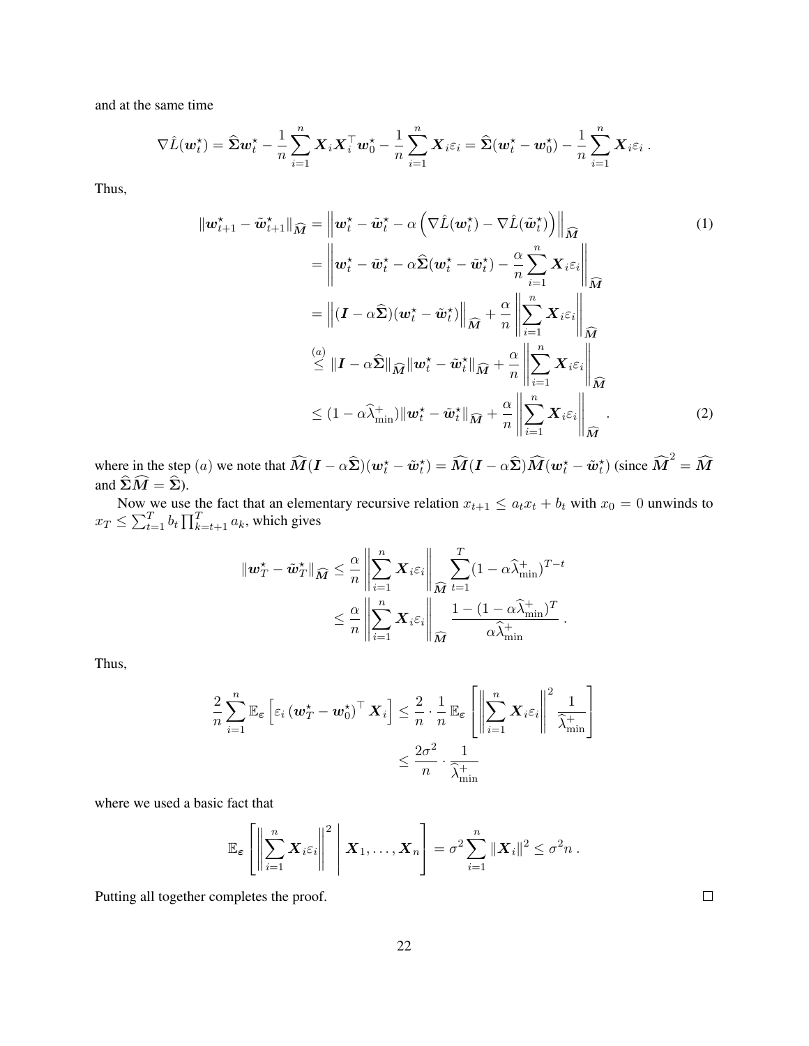and at the same time

$$\nabla \hat{L}(\boldsymbol{w}_t^\star) = \widehat{\boldsymbol{\Sigma}} \boldsymbol{w}_t^\star - \frac{1}{n} \sum_{i=1}^n \boldsymbol{X}_i \boldsymbol{X}_i^\top \boldsymbol{w}_0^\star - \frac{1}{n} \sum_{i=1}^n \boldsymbol{X}_i \varepsilon_i = \widehat{\boldsymbol{\Sigma}}(\boldsymbol{w}_t^\star - \boldsymbol{w}_0^\star) - \frac{1}{n} \sum_{i=1}^n \boldsymbol{X}_i \varepsilon_i \,.$$

Thus,

$$\begin{aligned}
\|\boldsymbol{w}_{t+1}^\star - \tilde{\boldsymbol{w}}_{t+1}^\star\|_{\widehat{\boldsymbol{M}}} &= \left\| \boldsymbol{w}_t^\star - \tilde{\boldsymbol{w}}_t^\star - \alpha \left( \nabla \hat{L}(\boldsymbol{w}_t^\star) - \nabla \hat{L}(\tilde{\boldsymbol{w}}_t^\star) \right) \right\|_{\widehat{\boldsymbol{M}}} &(1)\\
&= \left\| \boldsymbol{w}_t^\star - \tilde{\boldsymbol{w}}_t^\star - \alpha \widehat{\boldsymbol{\Sigma}}(\boldsymbol{w}_t^\star - \tilde{\boldsymbol{w}}_t^\star) - \frac{\alpha}{n} \sum_{i=1}^n \boldsymbol{X}_i \varepsilon_i \right\|_{\widehat{\boldsymbol{M}}} \\
&= \left\| (\boldsymbol{I} - \alpha \widehat{\boldsymbol{\Sigma}})(\boldsymbol{w}_t^\star - \tilde{\boldsymbol{w}}_t^\star) \right\|_{\widehat{\boldsymbol{M}}} + \frac{\alpha}{n} \left\| \sum_{i=1}^n \boldsymbol{X}_i \varepsilon_i \right\|_{\widehat{\boldsymbol{M}}} \\
&\stackrel{(a)}{\leq} \|\boldsymbol{I} - \alpha \widehat{\boldsymbol{\Sigma}}\|_{\widehat{\boldsymbol{M}}} \|\boldsymbol{w}_t^\star - \tilde{\boldsymbol{w}}_t^\star\|_{\widehat{\boldsymbol{M}}} + \frac{\alpha}{n} \left\| \sum_{i=1}^n \boldsymbol{X}_i \varepsilon_i \right\|_{\widehat{\boldsymbol{M}}} \\
&\leq (1 - \alpha \widehat{\lambda}_{\min}^+) \|\boldsymbol{w}_t^\star - \tilde{\boldsymbol{w}}_t^\star\|_{\widehat{\boldsymbol{M}}} + \frac{\alpha}{n} \left\| \sum_{i=1}^n \boldsymbol{X}_i \varepsilon_i \right\|_{\widehat{\boldsymbol{M}}} \,. &(2)
\end{aligned}$$

where in the step $(a)$ we note that $\widehat{\boldsymbol{M}}(\boldsymbol{I} - \alpha \widehat{\boldsymbol{\Sigma}})(\boldsymbol{w}_t^\star - \tilde{\boldsymbol{w}}_t^\star) = \widehat{\boldsymbol{M}}(\boldsymbol{I} - \alpha \widehat{\boldsymbol{\Sigma}})\widehat{\boldsymbol{M}}(\boldsymbol{w}_t^\star - \tilde{\boldsymbol{w}}_t^\star)$ (since $\widehat{\boldsymbol{M}}^2 = \widehat{\boldsymbol{M}}$ and $\widehat{\boldsymbol{\Sigma}}\widehat{\boldsymbol{M}} = \widehat{\boldsymbol{\Sigma}}$).

Now we use the fact that an elementary recursive relation $x_{t+1} \leq a_t x_t + b_t$ with $x_0 = 0$ unwinds to $x_T \leq \sum_{t=1}^T b_t \prod_{k=t+1}^T a_k$, which gives

$$\begin{aligned}
\|\boldsymbol{w}_T^\star - \tilde{\boldsymbol{w}}_T^\star\|_{\widehat{\boldsymbol{M}}} &\leq \frac{\alpha}{n} \left\| \sum_{i=1}^n \boldsymbol{X}_i \varepsilon_i \right\|_{\widehat{\boldsymbol{M}}} \sum_{t=1}^T (1 - \alpha \widehat{\lambda}_{\min}^+)^{T-t} \\
&\leq \frac{\alpha}{n} \left\| \sum_{i=1}^n \boldsymbol{X}_i \varepsilon_i \right\|_{\widehat{\boldsymbol{M}}} \frac{1 - (1 - \alpha \widehat{\lambda}_{\min}^+)^T}{\alpha \widehat{\lambda}_{\min}^+} \,.
\end{aligned}$$

Thus,

$$\begin{aligned}
\frac{2}{n} \sum_{i=1}^n \mathbb{E}_{\boldsymbol{\varepsilon}} \left[ \varepsilon_i \left( \boldsymbol{w}_T^\star - \boldsymbol{w}_0^\star \right)^\top \boldsymbol{X}_i \right] &\leq \frac{2}{n} \cdot \frac{1}{n} \mathbb{E}_{\boldsymbol{\varepsilon}} \left[ \left\| \sum_{i=1}^n \boldsymbol{X}_i \varepsilon_i \right\|^2 \frac{1}{\widehat{\lambda}_{\min}^+} \right] \\
&\leq \frac{2\sigma^2}{n} \cdot \frac{1}{\widehat{\lambda}_{\min}^+}
\end{aligned}$$

where we used a basic fact that

$$\mathbb{E}_{\boldsymbol{\varepsilon}} \left[ \left\| \sum_{i=1}^n \boldsymbol{X}_i \varepsilon_i \right\|^2 \;\middle|\; \boldsymbol{X}_1, \ldots, \boldsymbol{X}_n \right] = \sigma^2 \sum_{i=1}^n \|\boldsymbol{X}_i\|^2 \leq \sigma^2 n \,.$$

Putting all together completes the proof. □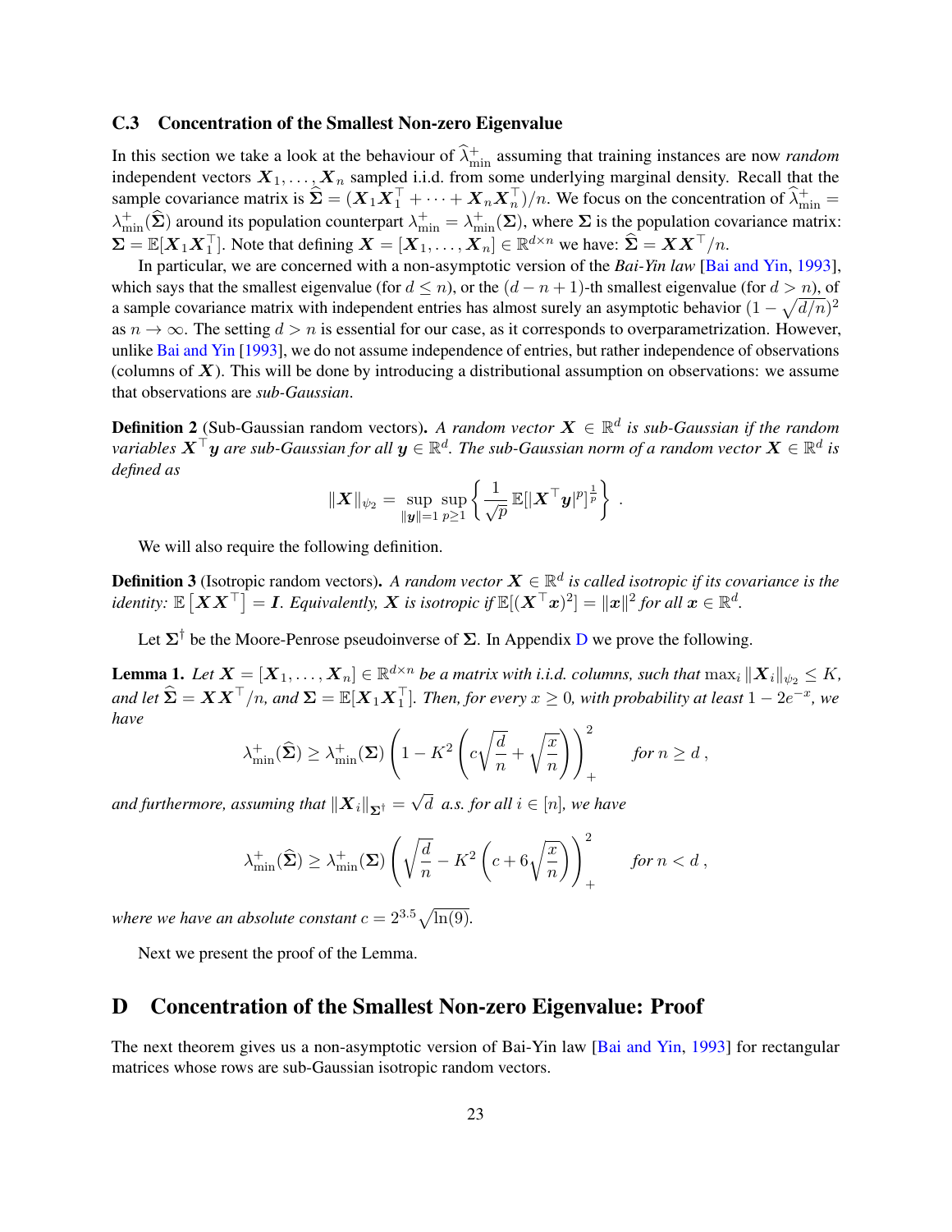### C.3 Concentration of the Smallest Non-zero Eigenvalue

In this section we take a look at the behaviour of $\widehat{\lambda}_{\min}^{+}$ assuming that training instances are now *random* independent vectors $\boldsymbol{X}_1, \dots, \boldsymbol{X}_n$ sampled i.i.d. from some underlying marginal density. Recall that the sample covariance matrix is $\widehat{\boldsymbol{\Sigma}} = (\boldsymbol{X}_1 \boldsymbol{X}_1^\top + \dots + \boldsymbol{X}_n \boldsymbol{X}_n^\top)/n$. We focus on the concentration of $\widehat{\lambda}_{\min}^{+} = \lambda_{\min}^{+}(\widehat{\boldsymbol{\Sigma}})$ around its population counterpart $\lambda_{\min}^{+} = \lambda_{\min}^{+}(\boldsymbol{\Sigma})$, where $\boldsymbol{\Sigma}$ is the population covariance matrix: $\boldsymbol{\Sigma} = \mathbb{E}[\boldsymbol{X}_1 \boldsymbol{X}_1^\top]$. Note that defining $\boldsymbol{X} = [\boldsymbol{X}_1, \dots, \boldsymbol{X}_n] \in \mathbb{R}^{d \times n}$ we have: $\widehat{\boldsymbol{\Sigma}} = \boldsymbol{X}\boldsymbol{X}^\top/n$.

In particular, we are concerned with a non-asymptotic version of the *Bai-Yin law* [Bai and Yin, 1993], which says that the smallest eigenvalue (for $d \leq n$), or the $(d-n+1)$-th smallest eigenvalue (for $d > n$), of a sample covariance matrix with independent entries has almost surely an asymptotic behavior $(1-\sqrt{d/n})^2$ as $n \to \infty$. The setting $d > n$ is essential for our case, as it corresponds to overparametrization. However, unlike Bai and Yin [1993], we do not assume independence of entries, but rather independence of observations (columns of $\boldsymbol{X}$). This will be done by introducing a distributional assumption on observations: we assume that observations are *sub-Gaussian*.

**Definition 2** (Sub-Gaussian random vectors). *A random vector $\boldsymbol{X} \in \mathbb{R}^d$ is sub-Gaussian if the random variables $\boldsymbol{X}^\top \boldsymbol{y}$ are sub-Gaussian for all $\boldsymbol{y} \in \mathbb{R}^d$. The sub-Gaussian norm of a random vector $\boldsymbol{X} \in \mathbb{R}^d$ is defined as*

$$\|\boldsymbol{X}\|_{\psi_2} = \sup_{\|\boldsymbol{y}\|=1} \sup_{p \geq 1} \left\{ \frac{1}{\sqrt{p}} \mathbb{E}[|\boldsymbol{X}^\top \boldsymbol{y}|^p]^{\frac{1}{p}} \right\} .$$

We will also require the following definition.

**Definition 3** (Isotropic random vectors). *A random vector $\boldsymbol{X} \in \mathbb{R}^d$ is called isotropic if its covariance is the identity: $\mathbb{E}\left[\boldsymbol{X}\boldsymbol{X}^\top\right] = \boldsymbol{I}$. Equivalently, $\boldsymbol{X}$ is isotropic if $\mathbb{E}[(\boldsymbol{X}^\top \boldsymbol{x})^2] = \|\boldsymbol{x}\|^2$ for all $\boldsymbol{x} \in \mathbb{R}^d$.*

Let $\boldsymbol{\Sigma}^\dagger$ be the Moore-Penrose pseudoinverse of $\boldsymbol{\Sigma}$. In Appendix D we prove the following.

**Lemma 1.** *Let $\boldsymbol{X} = [\boldsymbol{X}_1, \dots, \boldsymbol{X}_n] \in \mathbb{R}^{d \times n}$ be a matrix with i.i.d. columns, such that $\max_i \|\boldsymbol{X}_i\|_{\psi_2} \leq K$, and let $\widehat{\boldsymbol{\Sigma}} = \boldsymbol{X}\boldsymbol{X}^\top/n$, and $\boldsymbol{\Sigma} = \mathbb{E}[\boldsymbol{X}_1 \boldsymbol{X}_1^\top]$. Then, for every $x \geq 0$, with probability at least $1 - 2e^{-x}$, we have*

$$\lambda_{\min}^{+}(\widehat{\boldsymbol{\Sigma}}) \geq \lambda_{\min}^{+}(\boldsymbol{\Sigma}) \left(1 - K^2 \left(c\sqrt{\frac{d}{n}} + \sqrt{\frac{x}{n}}\right)\right)_+^2 \qquad \text{for } n \geq d\,,$$

*and furthermore, assuming that $\|\boldsymbol{X}_i\|_{\boldsymbol{\Sigma}^\dagger} = \sqrt{d}$ a.s. for all $i \in [n]$, we have*

$$\lambda_{\min}^{+}(\widehat{\boldsymbol{\Sigma}}) \geq \lambda_{\min}^{+}(\boldsymbol{\Sigma}) \left(\sqrt{\frac{d}{n}} - K^2 \left(c + 6\sqrt{\frac{x}{n}}\right)\right)_+^2 \qquad \text{for } n < d\,,$$

*where we have an absolute constant $c = 2^{3.5}\sqrt{\ln(9)}$.*

Next we present the proof of the Lemma.

# D Concentration of the Smallest Non-zero Eigenvalue: Proof

The next theorem gives us a non-asymptotic version of Bai-Yin law [Bai and Yin, 1993] for rectangular matrices whose rows are sub-Gaussian isotropic random vectors.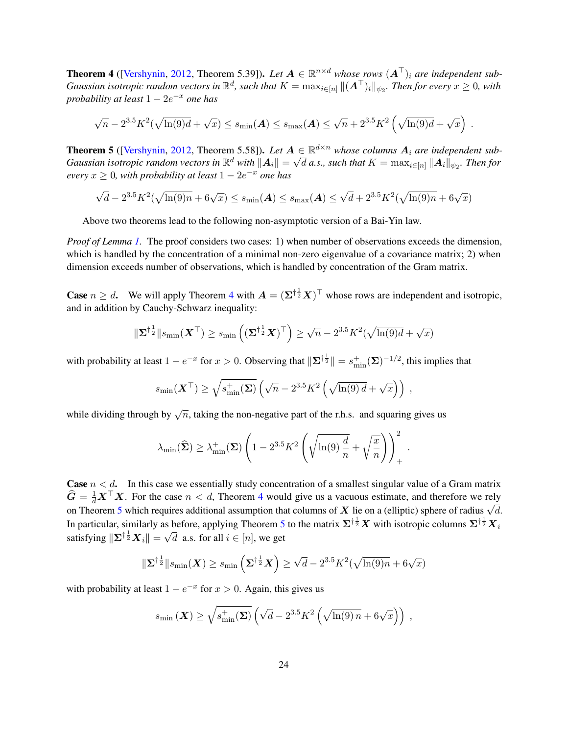**Theorem 4** ([Vershynin, 2012, Theorem 5.39]). *Let $\boldsymbol{A} \in \mathbb{R}^{n \times d}$ whose rows $(\boldsymbol{A}^\top)_i$ are independent sub-Gaussian isotropic random vectors in $\mathbb{R}^d$, such that $K = \max_{i \in [n]} \|(\boldsymbol{A}^\top)_i\|_{\psi_2}$. Then for every $x \geq 0$, with probability at least $1 - 2e^{-x}$ one has*

$$\sqrt{n} - 2^{3.5} K^2 (\sqrt{\ln(9) d} + \sqrt{x}) \leq s_{\min}(\boldsymbol{A}) \leq s_{\max}(\boldsymbol{A}) \leq \sqrt{n} + 2^{3.5} K^2 \left( \sqrt{\ln(9) d} + \sqrt{x} \right) .$$

**Theorem 5** ([Vershynin, 2012, Theorem 5.58]). *Let $\boldsymbol{A} \in \mathbb{R}^{d \times n}$ whose columns $\boldsymbol{A}_i$ are independent sub-Gaussian isotropic random vectors in $\mathbb{R}^d$ with $\|\boldsymbol{A}_i\| = \sqrt{d}$ a.s., such that $K = \max_{i \in [n]} \|\boldsymbol{A}_i\|_{\psi_2}$. Then for every $x \geq 0$, with probability at least $1 - 2e^{-x}$ one has*

$$\sqrt{d} - 2^{3.5} K^2 (\sqrt{\ln(9) n} + 6\sqrt{x}) \leq s_{\min}(\boldsymbol{A}) \leq s_{\max}(\boldsymbol{A}) \leq \sqrt{d} + 2^{3.5} K^2 (\sqrt{\ln(9) n} + 6\sqrt{x})$$

Above two theorems lead to the following non-asymptotic version of a Bai-Yin law.

*Proof of Lemma 1.* The proof considers two cases: 1) when number of observations exceeds the dimension, which is handled by the concentration of a minimal non-zero eigenvalue of a covariance matrix; 2) when dimension exceeds number of observations, which is handled by concentration of the Gram matrix.

**Case $n \geq d$.** We will apply Theorem 4 with $\boldsymbol{A} = (\boldsymbol{\Sigma}^{\dagger \frac{1}{2}} \boldsymbol{X})^\top$ whose rows are independent and isotropic, and in addition by Cauchy-Schwarz inequality:

$$\|\boldsymbol{\Sigma}^{\dagger \frac{1}{2}}\| s_{\min}(\boldsymbol{X}^\top) \geq s_{\min}\left( (\boldsymbol{\Sigma}^{\dagger \frac{1}{2}} \boldsymbol{X})^\top \right) \geq \sqrt{n} - 2^{3.5} K^2 (\sqrt{\ln(9) d} + \sqrt{x})$$

with probability at least $1 - e^{-x}$ for $x > 0$. Observing that $\|\boldsymbol{\Sigma}^{\dagger \frac{1}{2}}\| = s_{\min}^{+}(\boldsymbol{\Sigma})^{-1/2}$, this implies that

$$s_{\min}(\boldsymbol{X}^\top) \geq \sqrt{s_{\min}^{+}(\boldsymbol{\Sigma})} \left( \sqrt{n} - 2^{3.5} K^2 \left( \sqrt{\ln(9)\, d} + \sqrt{x} \right) \right) ,$$

while dividing through by $\sqrt{n}$, taking the non-negative part of the r.h.s. and squaring gives us

$$\lambda_{\min}(\widehat{\boldsymbol{\Sigma}}) \geq \lambda_{\min}^{+}(\boldsymbol{\Sigma}) \left( 1 - 2^{3.5} K^2 \left( \sqrt{\ln(9) \, \frac{d}{n}} + \sqrt{\frac{x}{n}} \right) \right)_{+}^{2} .$$

**Case $n < d$.** In this case we essentially study concentration of a smallest singular value of a Gram matrix $\widehat{\boldsymbol{G}} = \frac{1}{d} \boldsymbol{X}^\top \boldsymbol{X}$. For the case $n < d$, Theorem 4 would give us a vacuous estimate, and therefore we rely on Theorem 5 which requires additional assumption that columns of $\boldsymbol{X}$ lie on a (elliptic) sphere of radius $\sqrt{d}$. In particular, similarly as before, applying Theorem 5 to the matrix $\boldsymbol{\Sigma}^{\dagger \frac{1}{2}} \boldsymbol{X}$ with isotropic columns $\boldsymbol{\Sigma}^{\dagger \frac{1}{2}} \boldsymbol{X}_i$ satisfying $\|\boldsymbol{\Sigma}^{\dagger \frac{1}{2}} \boldsymbol{X}_i\| = \sqrt{d}$ a.s. for all $i \in [n]$, we get

$$\|\boldsymbol{\Sigma}^{\dagger \frac{1}{2}}\| s_{\min}(\boldsymbol{X}) \geq s_{\min}\left( \boldsymbol{\Sigma}^{\dagger \frac{1}{2}} \boldsymbol{X} \right) \geq \sqrt{d} - 2^{3.5} K^2 (\sqrt{\ln(9) n} + 6\sqrt{x})$$

with probability at least $1 - e^{-x}$ for $x > 0$. Again, this gives us

$$s_{\min}\left( \boldsymbol{X} \right) \geq \sqrt{s_{\min}^{+}(\boldsymbol{\Sigma})} \left( \sqrt{d} - 2^{3.5} K^2 \left( \sqrt{\ln(9)\, n} + 6\sqrt{x} \right) \right) ,$$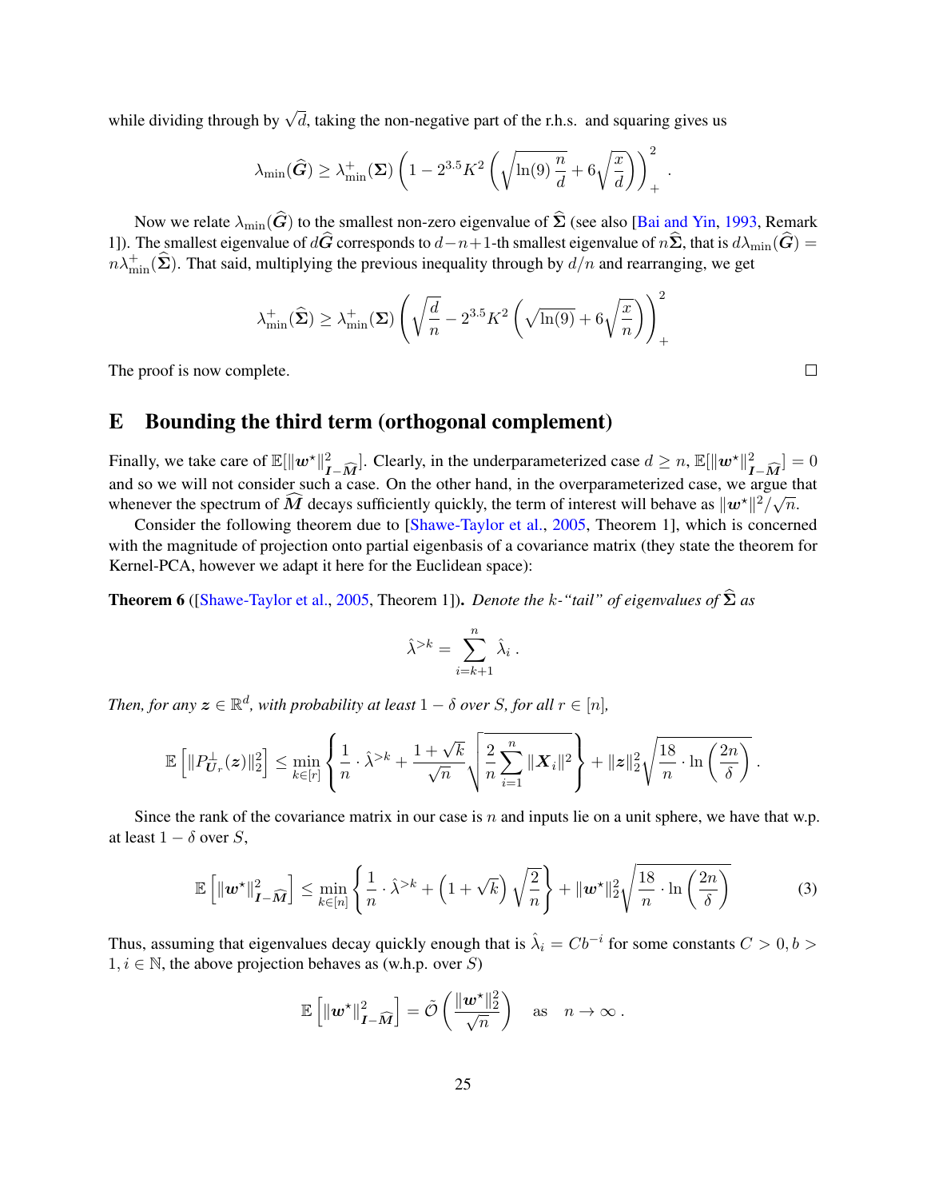while dividing through by $\sqrt{d}$, taking the non-negative part of the r.h.s. and squaring gives us

$$\lambda_{\min}(\widehat{\boldsymbol{G}}) \geq \lambda_{\min}^{+}(\boldsymbol{\Sigma}) \left(1 - 2^{3.5} K^2 \left(\sqrt{\ln(9)\, \frac{n}{d}} + 6\sqrt{\frac{x}{d}}\right)\right)_{+}^{2} .$$

Now we relate $\lambda_{\min}(\widehat{\boldsymbol{G}})$ to the smallest non-zero eigenvalue of $\widehat{\boldsymbol{\Sigma}}$ (see also [Bai and Yin, 1993, Remark 1]). The smallest eigenvalue of $d\widehat{\boldsymbol{G}}$ corresponds to $d-n+1$-th smallest eigenvalue of $n\widehat{\boldsymbol{\Sigma}}$, that is $d\lambda_{\min}(\widehat{\boldsymbol{G}}) = n\lambda_{\min}^{+}(\widehat{\boldsymbol{\Sigma}})$. That said, multiplying the previous inequality through by $d/n$ and rearranging, we get

$$\lambda_{\min}^{+}(\widehat{\boldsymbol{\Sigma}}) \geq \lambda_{\min}^{+}(\boldsymbol{\Sigma}) \left(\sqrt{\frac{d}{n}} - 2^{3.5} K^2 \left(\sqrt{\ln(9)} + 6\sqrt{\frac{x}{n}}\right)\right)_{+}^{2}$$

The proof is now complete. $\square$

# E Bounding the third term (orthogonal complement)

Finally, we take care of $\mathbb{E}[\|\boldsymbol{w}^\star\|^2_{\boldsymbol{I}-\widehat{\boldsymbol{M}}}]$. Clearly, in the underparameterized case $d \geq n$, $\mathbb{E}[\|\boldsymbol{w}^\star\|^2_{\boldsymbol{I}-\widehat{\boldsymbol{M}}}] = 0$ and so we will not consider such a case. On the other hand, in the overparameterized case, we argue that whenever the spectrum of $\widehat{\boldsymbol{M}}$ decays sufficiently quickly, the term of interest will behave as $\|\boldsymbol{w}^\star\|^2/\sqrt{n}$.

Consider the following theorem due to [Shawe-Taylor et al., 2005, Theorem 1], which is concerned with the magnitude of projection onto partial eigenbasis of a covariance matrix (they state the theorem for Kernel-PCA, however we adapt it here for the Euclidean space):

**Theorem 6** ([Shawe-Taylor et al., 2005, Theorem 1]). *Denote the $k$-"tail" of eigenvalues of $\widehat{\boldsymbol{\Sigma}}$ as*

$$\hat{\lambda}^{>k} = \sum_{i=k+1}^{n} \hat{\lambda}_i \, .$$

*Then, for any $\boldsymbol{z} \in \mathbb{R}^d$, with probability at least $1-\delta$ over $S$, for all $r \in [n]$,*

$$\mathbb{E}\left[\|P^{\perp}_{\boldsymbol{U}_r}(\boldsymbol{z})\|_2^2\right] \leq \min_{k \in [r]} \left\{ \frac{1}{n} \cdot \hat{\lambda}^{>k} + \frac{1+\sqrt{k}}{\sqrt{n}} \sqrt{\frac{2}{n} \sum_{i=1}^{n} \|\boldsymbol{X}_i\|^2} \right\} + \|\boldsymbol{z}\|_2^2 \sqrt{\frac{18}{n} \cdot \ln\left(\frac{2n}{\delta}\right)} \, .$$

Since the rank of the covariance matrix in our case is $n$ and inputs lie on a unit sphere, we have that w.p. at least $1-\delta$ over $S$,

$$\mathbb{E}\left[\|\boldsymbol{w}^\star\|^2_{\boldsymbol{I}-\widehat{\boldsymbol{M}}}\right] \leq \min_{k \in [n]} \left\{ \frac{1}{n} \cdot \hat{\lambda}^{>k} + \left(1+\sqrt{k}\right) \sqrt{\frac{2}{n}} \right\} + \|\boldsymbol{w}^\star\|_2^2 \sqrt{\frac{18}{n} \cdot \ln\left(\frac{2n}{\delta}\right)} \tag{3}$$

Thus, assuming that eigenvalues decay quickly enough that is $\hat{\lambda}_i = C b^{-i}$ for some constants $C > 0, b > 1, i \in \mathbb{N}$, the above projection behaves as (w.h.p. over $S$)

$$\mathbb{E}\left[\|\boldsymbol{w}^\star\|^2_{\boldsymbol{I}-\widehat{\boldsymbol{M}}}\right] = \tilde{\mathcal{O}}\left(\frac{\|\boldsymbol{w}^\star\|_2^2}{\sqrt{n}}\right) \quad \text{as} \quad n \to \infty \, .$$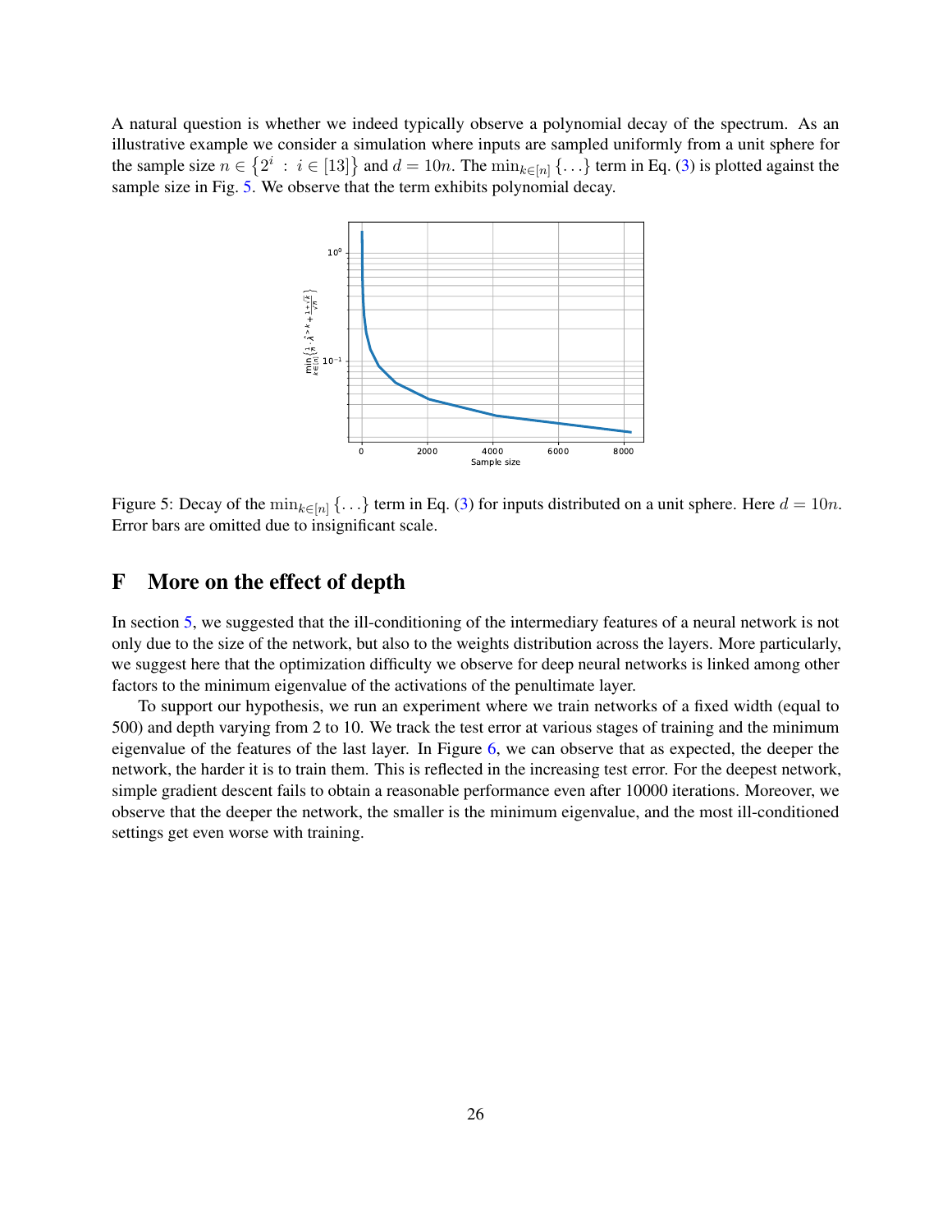A natural question is whether we indeed typically observe a polynomial decay of the spectrum. As an illustrative example we consider a simulation where inputs are sampled uniformly from a unit sphere for the sample size $n \in \{2^i : i \in [13]\}$ and $d = 10n$. The $\min_{k \in [n]} \{\ldots\}$ term in Eq. (3) is plotted against the sample size in Fig. 5. We observe that the term exhibits polynomial decay.

Figure 5: Decay of the $\min_{k \in [n]} \{\ldots\}$ term in Eq. (3) for inputs distributed on a unit sphere. Here $d = 10n$. Error bars are omitted due to insignificant scale.

# F More on the effect of depth

In section 5, we suggested that the ill-conditioning of the intermediary features of a neural network is not only due to the size of the network, but also to the weights distribution across the layers. More particularly, we suggest here that the optimization difficulty we observe for deep neural networks is linked among other factors to the minimum eigenvalue of the activations of the penultimate layer.

To support our hypothesis, we run an experiment where we train networks of a fixed width (equal to 500) and depth varying from 2 to 10. We track the test error at various stages of training and the minimum eigenvalue of the features of the last layer. In Figure 6, we can observe that as expected, the deeper the network, the harder it is to train them. This is reflected in the increasing test error. For the deepest network, simple gradient descent fails to obtain a reasonable performance even after 10000 iterations. Moreover, we observe that the deeper the network, the smaller is the minimum eigenvalue, and the most ill-conditioned settings get even worse with training.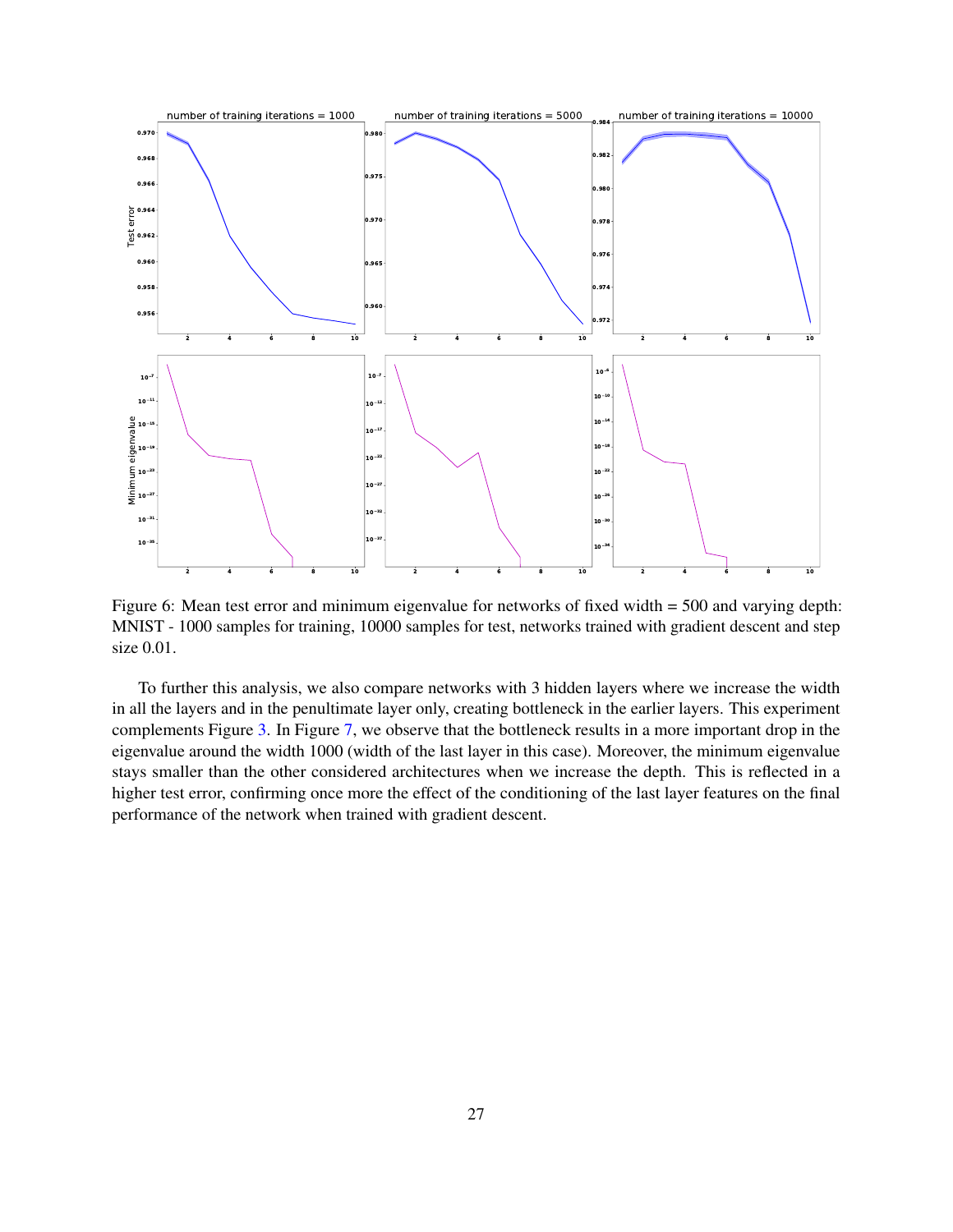Figure 6: Mean test error and minimum eigenvalue for networks of fixed width = 500 and varying depth: MNIST - 1000 samples for training, 10000 samples for test, networks trained with gradient descent and step size 0.01.

To further this analysis, we also compare networks with 3 hidden layers where we increase the width in all the layers and in the penultimate layer only, creating bottleneck in the earlier layers. This experiment complements Figure 3. In Figure 7, we observe that the bottleneck results in a more important drop in the eigenvalue around the width 1000 (width of the last layer in this case). Moreover, the minimum eigenvalue stays smaller than the other considered architectures when we increase the depth. This is reflected in a higher test error, confirming once more the effect of the conditioning of the last layer features on the final performance of the network when trained with gradient descent.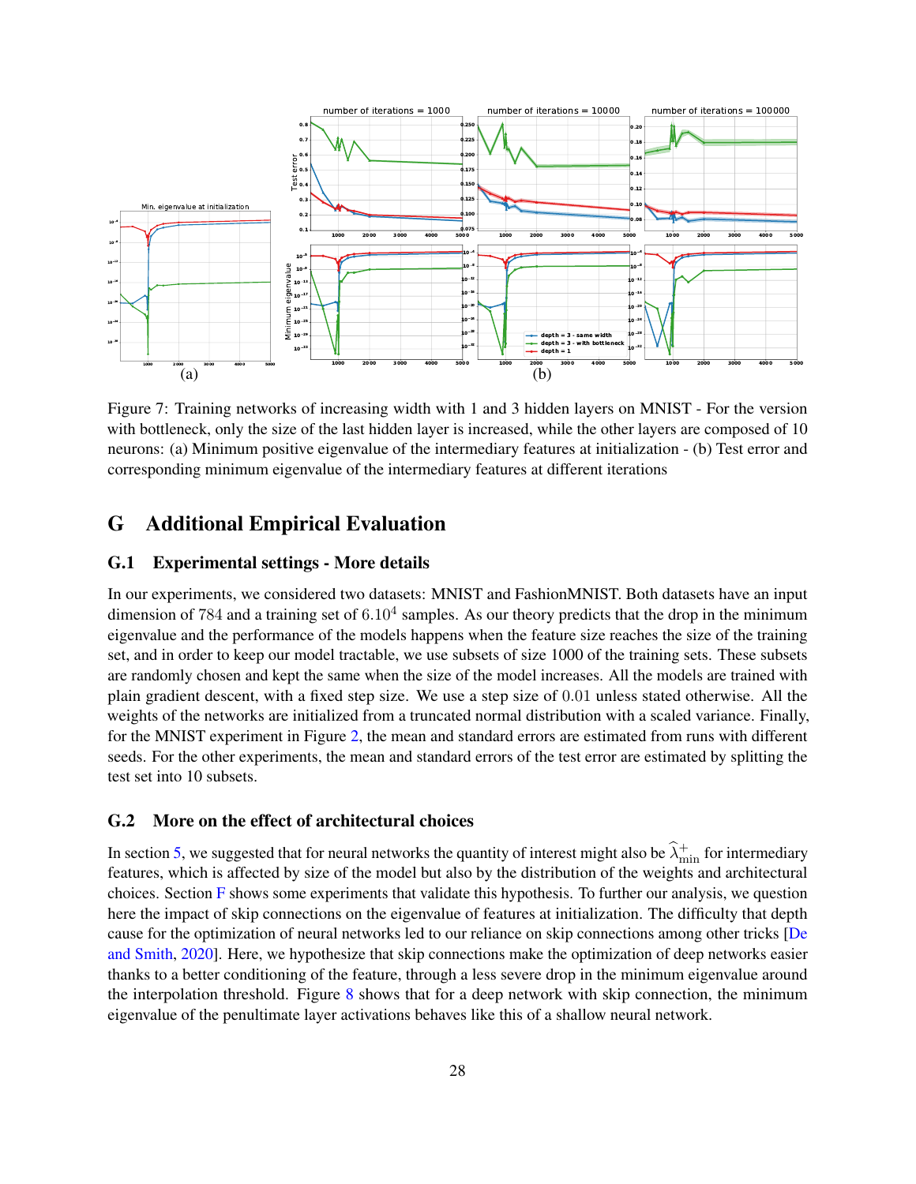Figure 7: Training networks of increasing width with 1 and 3 hidden layers on MNIST - For the version with bottleneck, only the size of the last hidden layer is increased, while the other layers are composed of 10 neurons: (a) Minimum positive eigenvalue of the intermediary features at initialization - (b) Test error and corresponding minimum eigenvalue of the intermediary features at different iterations

# G Additional Empirical Evaluation

## G.1 Experimental settings - More details

In our experiments, we considered two datasets: MNIST and FashionMNIST. Both datasets have an input dimension of 784 and a training set of $6.10^4$ samples. As our theory predicts that the drop in the minimum eigenvalue and the performance of the models happens when the feature size reaches the size of the training set, and in order to keep our model tractable, we use subsets of size 1000 of the training sets. These subsets are randomly chosen and kept the same when the size of the model increases. All the models are trained with plain gradient descent, with a fixed step size. We use a step size of 0.01 unless stated otherwise. All the weights of the networks are initialized from a truncated normal distribution with a scaled variance. Finally, for the MNIST experiment in Figure 2, the mean and standard errors are estimated from runs with different seeds. For the other experiments, the mean and standard errors of the test error are estimated by splitting the test set into 10 subsets.

## G.2 More on the effect of architectural choices

In section 5, we suggested that for neural networks the quantity of interest might also be $\widehat{\lambda}^{+}_{\min}$ for intermediary features, which is affected by size of the model but also by the distribution of the weights and architectural choices. Section F shows some experiments that validate this hypothesis. To further our analysis, we question here the impact of skip connections on the eigenvalue of features at initialization. The difficulty that depth cause for the optimization of neural networks led to our reliance on skip connections among other tricks [De and Smith, 2020]. Here, we hypothesize that skip connections make the optimization of deep networks easier thanks to a better conditioning of the feature, through a less severe drop in the minimum eigenvalue around the interpolation threshold. Figure 8 shows that for a deep network with skip connection, the minimum eigenvalue of the penultimate layer activations behaves like this of a shallow neural network.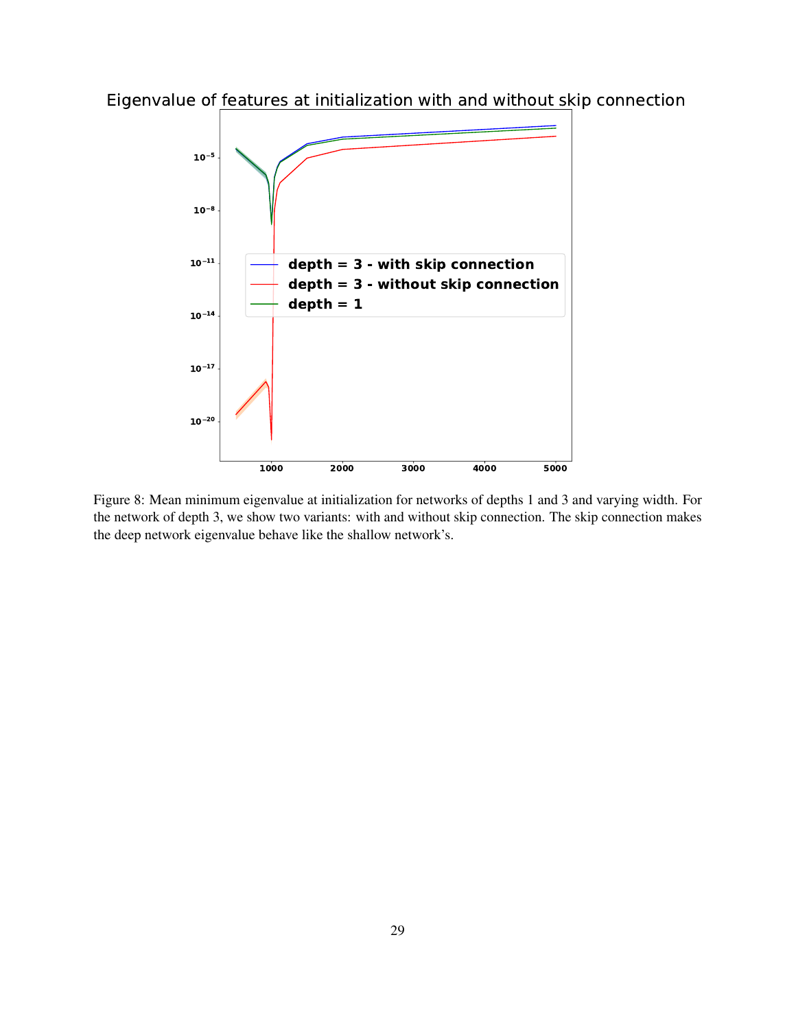Eigenvalue of features at initialization with and without skip connection

$10^{-5}$
$10^{-8}$
$10^{-11}$
$10^{-14}$
$10^{-17}$
$10^{-20}$

1000
2000
3000
4000
5000

depth = 3 - with skip connection
depth = 3 - without skip connection
depth = 1

Figure 8: Mean minimum eigenvalue at initialization for networks of depths 1 and 3 and varying width. For the network of depth 3, we show two variants: with and without skip connection. The skip connection makes the deep network eigenvalue behave like the shallow network's.